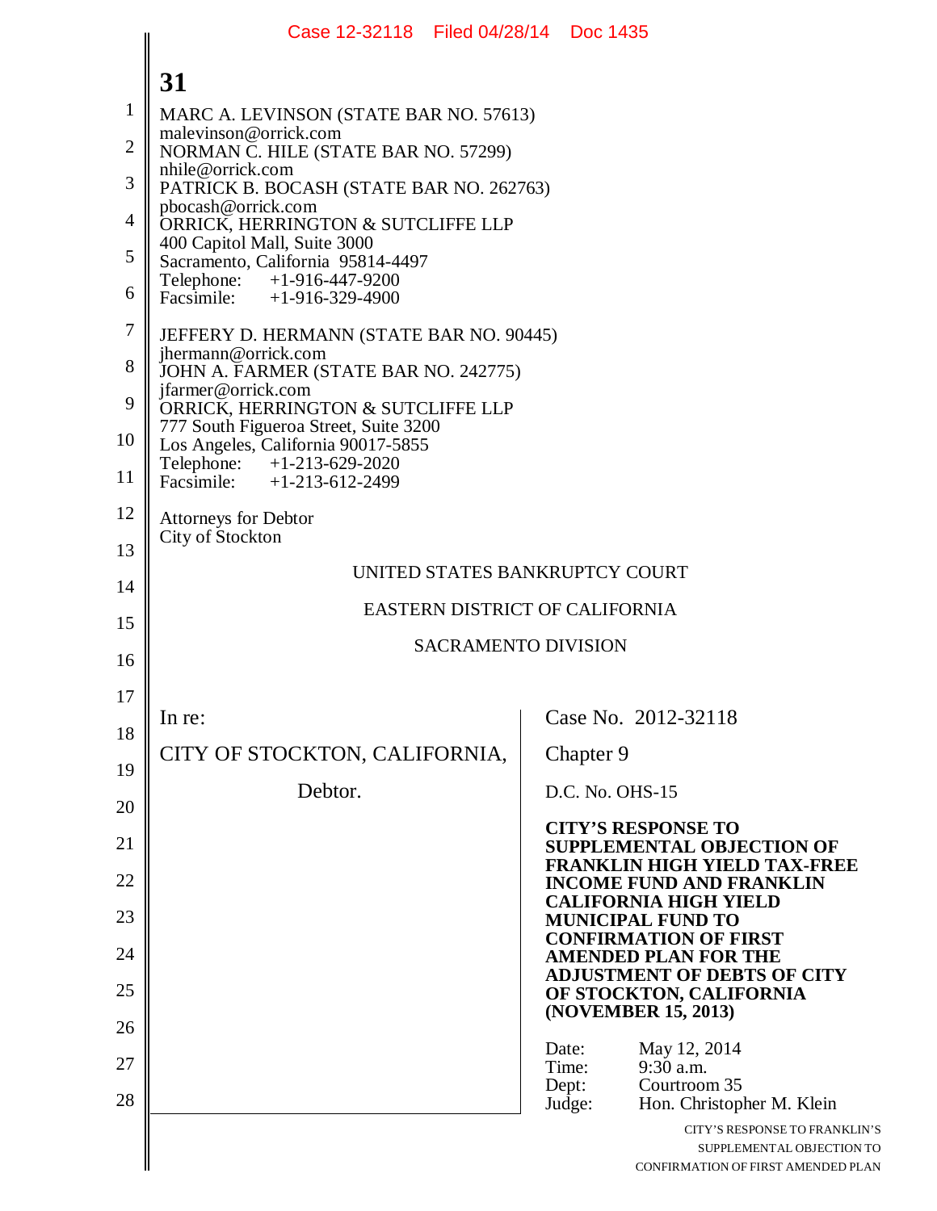MARC A. LEVINSON (STATE BAR NO. 57613)
malevinson@orrick.com
NORMAN C. HILE (STATE BAR NO. 57299)
nhile@orrick.com
PATRICK B. BOCASH (STATE BAR NO. 262763)
pbocash@orrick.com
ORRICK, HERRINGTON & SUTCLIFFE LLP
400 Capitol Mall, Suite 3000
Sacramento, California 95814-4497
Telephone: +1-916-447-9200
Facsimile: +1-916-329-4900

JEFFERY D. HERMANN (STATE BAR NO. 90445)
jhermann@orrick.com
JOHN A. FARMER (STATE BAR NO. 242775)
jfarmer@orrick.com
ORRICK, HERRINGTON & SUTCLIFFE LLP
777 South Figueroa Street, Suite 3200
Los Angeles, California 90017-5855
Telephone: +1-213-629-2020
Facsimile: +1-213-612-2499

Attorneys for Debtor
City of Stockton

UNITED STATES BANKRUPTCY COURT

EASTERN DISTRICT OF CALIFORNIA

SACRAMENTO DIVISION

| | |
|---|---|
| In re:<br><br>CITY OF STOCKTON, CALIFORNIA,<br><br>Debtor. | Case No. 2012-32118<br><br>Chapter 9<br><br>D.C. No. OHS-15<br><br>**CITY'S RESPONSE TO SUPPLEMENTAL OBJECTION OF FRANKLIN HIGH YIELD TAX-FREE INCOME FUND AND FRANKLIN CALIFORNIA HIGH YIELD MUNICIPAL FUND TO CONFIRMATION OF FIRST AMENDED PLAN FOR THE ADJUSTMENT OF DEBTS OF CITY OF STOCKTON, CALIFORNIA (NOVEMBER 15, 2013)**<br><br>Date: May 12, 2014<br>Time: 9:30 a.m.<br>Dept: Courtroom 35<br>Judge: Hon. Christopher M. Klein |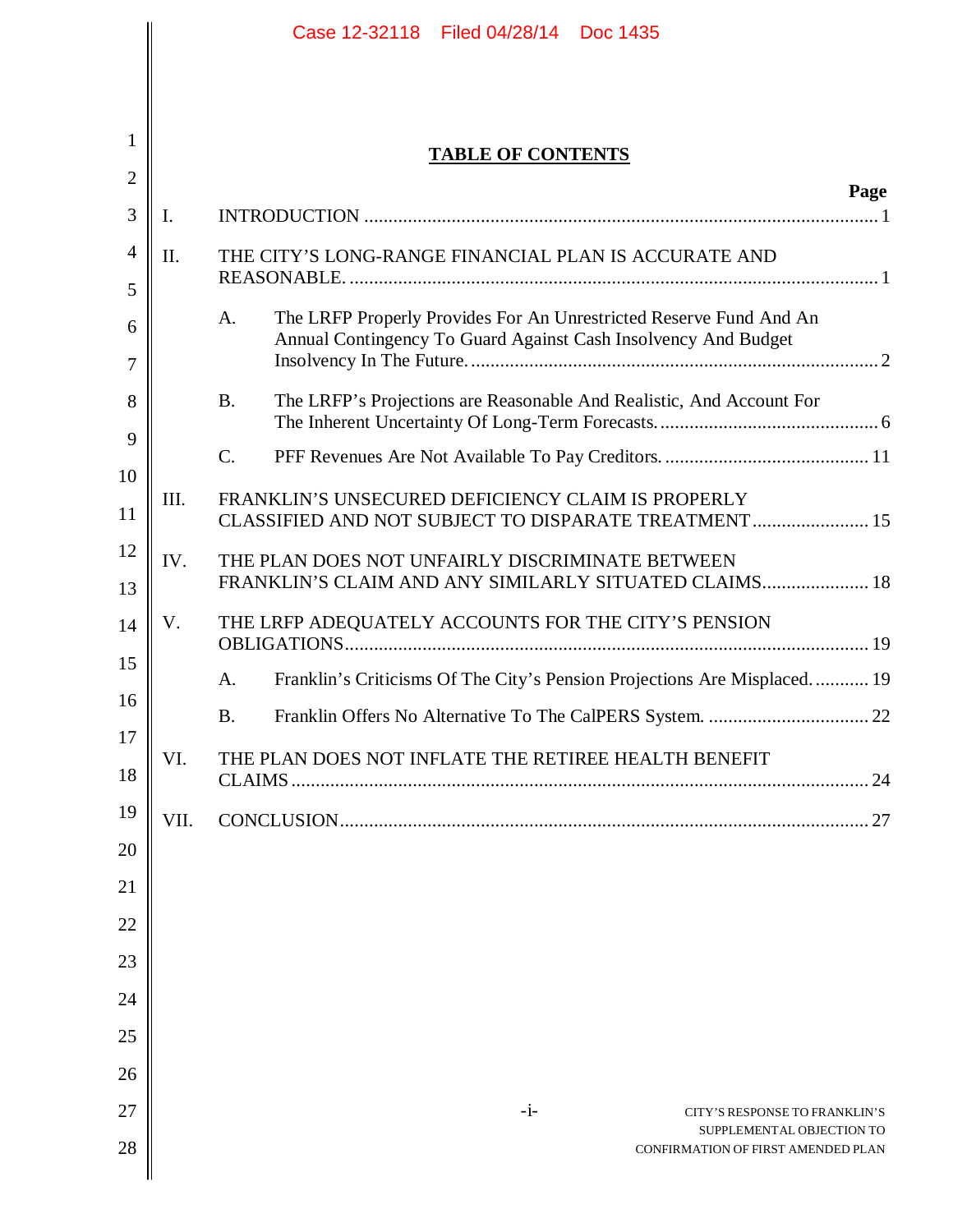# TABLE OF CONTENTS

| | | Page |
|---|---|---|
| I. | INTRODUCTION | 1 |
| II. | THE CITY'S LONG-RANGE FINANCIAL PLAN IS ACCURATE AND REASONABLE. | 1 |
| | A. The LRFP Properly Provides For An Unrestricted Reserve Fund And An Annual Contingency To Guard Against Cash Insolvency And Budget Insolvency In The Future. | 2 |
| | B. The LRFP's Projections are Reasonable And Realistic, And Account For The Inherent Uncertainty Of Long-Term Forecasts. | 6 |
| | C. PFF Revenues Are Not Available To Pay Creditors. | 11 |
| III. | FRANKLIN'S UNSECURED DEFICIENCY CLAIM IS PROPERLY CLASSIFIED AND NOT SUBJECT TO DISPARATE TREATMENT | 15 |
| IV. | THE PLAN DOES NOT UNFAIRLY DISCRIMINATE BETWEEN FRANKLIN'S CLAIM AND ANY SIMILARLY SITUATED CLAIMS | 18 |
| V. | THE LRFP ADEQUATELY ACCOUNTS FOR THE CITY'S PENSION OBLIGATIONS | 19 |
| | A. Franklin's Criticisms Of The City's Pension Projections Are Misplaced. | 19 |
| | B. Franklin Offers No Alternative To The CalPERS System. | 22 |
| VI. | THE PLAN DOES NOT INFLATE THE RETIREE HEALTH BENEFIT CLAIMS | 24 |
| VII. | CONCLUSION | 27 |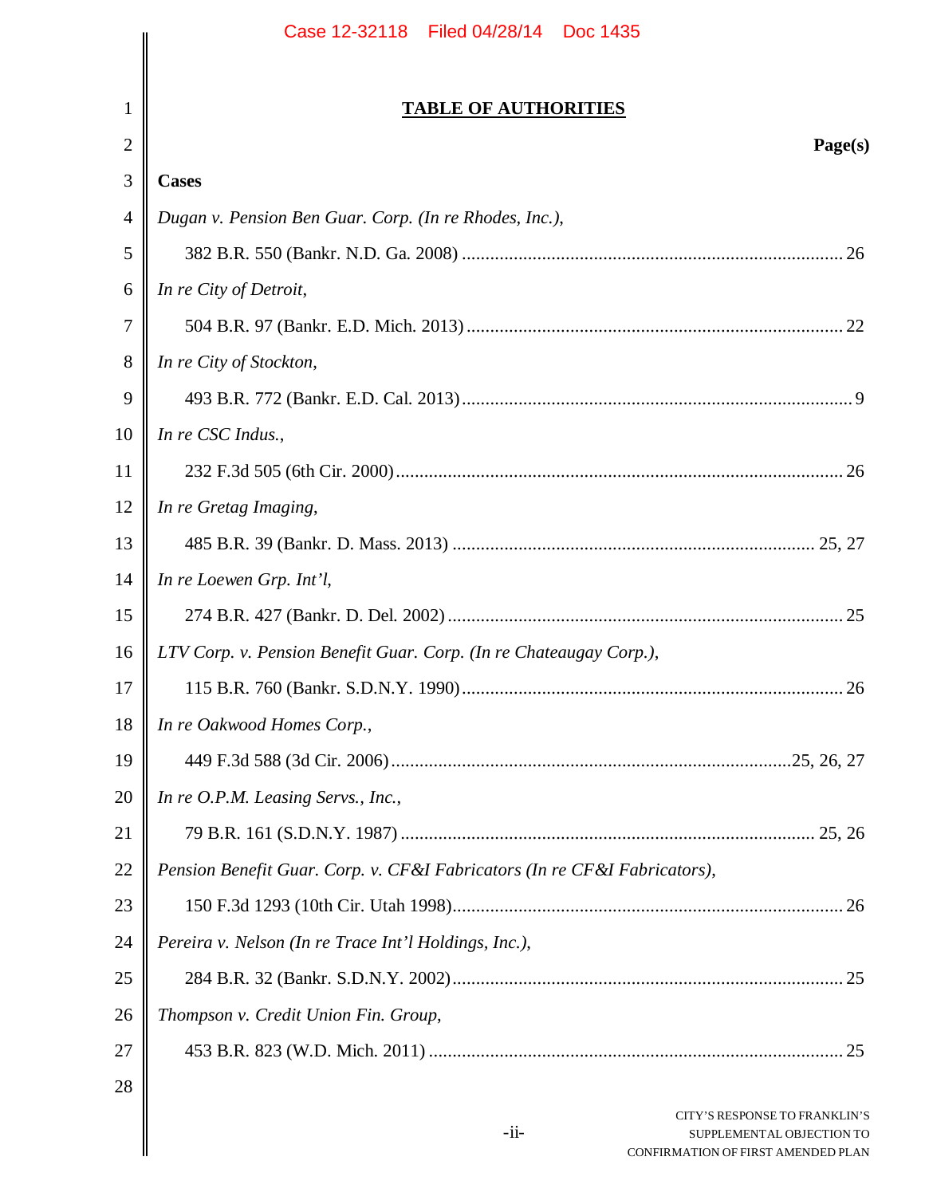# TABLE OF AUTHORITIES

**Page(s)**

**Cases**

*Dugan v. Pension Ben Guar. Corp. (In re Rhodes, Inc.)*,
382 B.R. 550 (Bankr. N.D. Ga. 2008) ........................................ 26

*In re City of Detroit*,
504 B.R. 97 (Bankr. E.D. Mich. 2013) ........................................ 22

*In re City of Stockton*,
493 B.R. 772 (Bankr. E.D. Cal. 2013) ........................................ 9

*In re CSC Indus.*,
232 F.3d 505 (6th Cir. 2000) ........................................ 26

*In re Gretag Imaging*,
485 B.R. 39 (Bankr. D. Mass. 2013) ........................................ 25, 27

*In re Loewen Grp. Int'l*,
274 B.R. 427 (Bankr. D. Del. 2002) ........................................ 25

*LTV Corp. v. Pension Benefit Guar. Corp. (In re Chateaugay Corp.)*,
115 B.R. 760 (Bankr. S.D.N.Y. 1990) ........................................ 26

*In re Oakwood Homes Corp.*,
449 F.3d 588 (3d Cir. 2006) ........................................ 25, 26, 27

*In re O.P.M. Leasing Servs., Inc.*,
79 B.R. 161 (S.D.N.Y. 1987) ........................................ 25, 26

*Pension Benefit Guar. Corp. v. CF&I Fabricators (In re CF&I Fabricators)*,
150 F.3d 1293 (10th Cir. Utah 1998) ........................................ 26

*Pereira v. Nelson (In re Trace Int'l Holdings, Inc.)*,
284 B.R. 32 (Bankr. S.D.N.Y. 2002) ........................................ 25

*Thompson v. Credit Union Fin. Group*,
453 B.R. 823 (W.D. Mich. 2011) ........................................ 25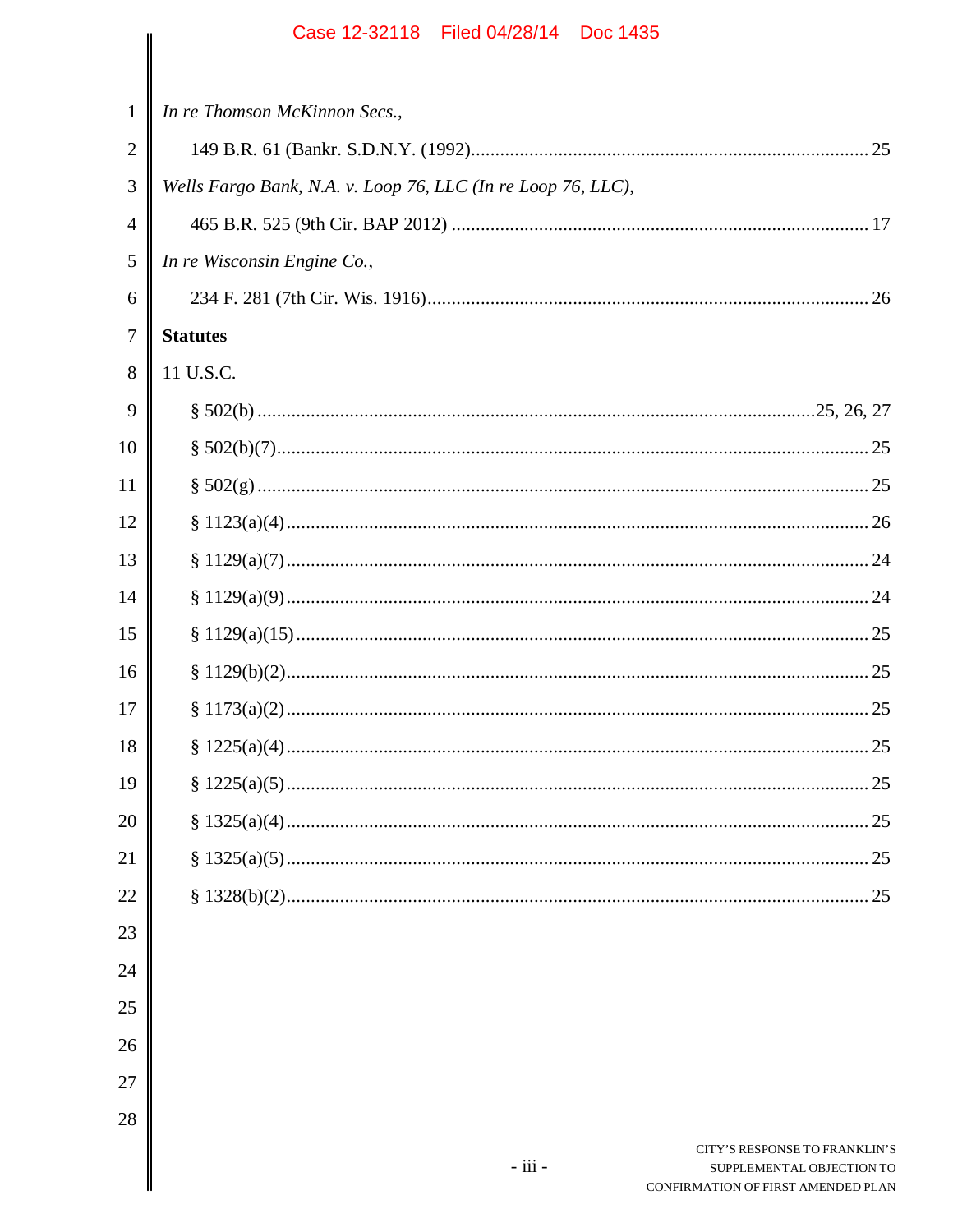*In re Thomson McKinnon Secs.*,

149 B.R. 61 (Bankr. S.D.N.Y. (1992) ..... 25

*Wells Fargo Bank, N.A. v. Loop 76, LLC (In re Loop 76, LLC)*,

465 B.R. 525 (9th Cir. BAP 2012) ..... 17

*In re Wisconsin Engine Co.*,

234 F. 281 (7th Cir. Wis. 1916) ..... 26

**Statutes**

11 U.S.C.

§ 502(b) ..... 25, 26, 27

§ 502(b)(7) ..... 25

§ 502(g) ..... 25

§ 1123(a)(4) ..... 26

§ 1129(a)(7) ..... 24

§ 1129(a)(9) ..... 24

§ 1129(a)(15) ..... 25

§ 1129(b)(2) ..... 25

§ 1173(a)(2) ..... 25

§ 1225(a)(4) ..... 25

§ 1225(a)(5) ..... 25

§ 1325(a)(4) ..... 25

§ 1325(a)(5) ..... 25

§ 1328(b)(2) ..... 25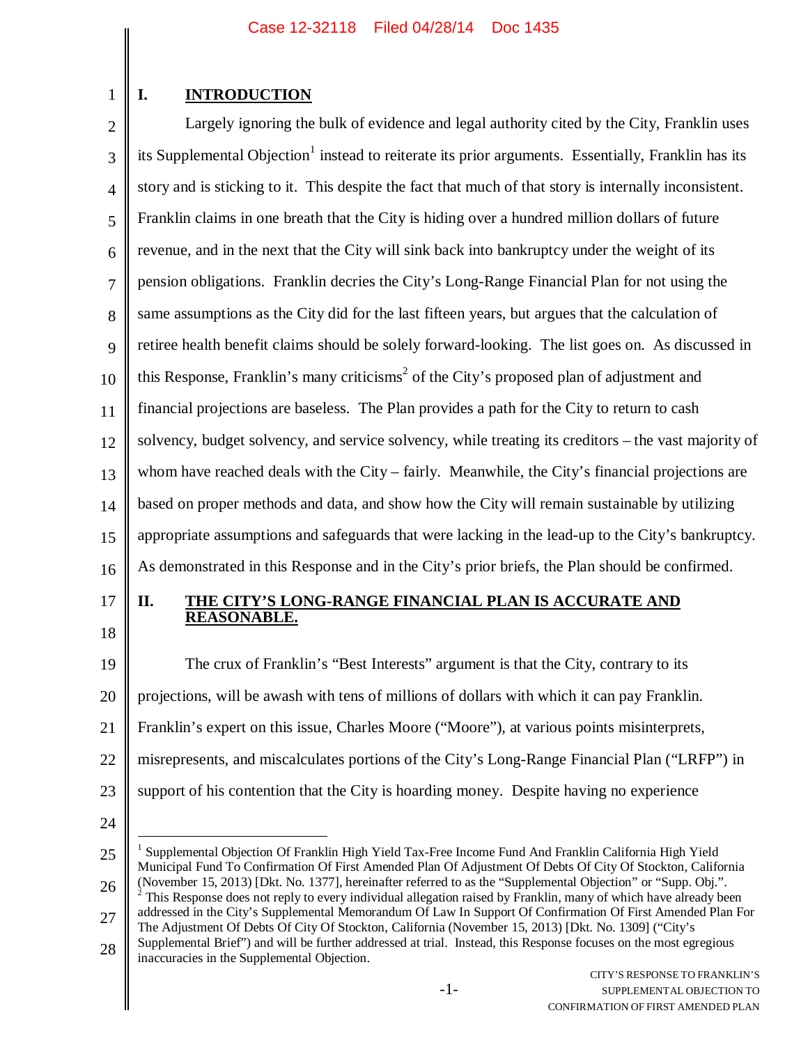## I. INTRODUCTION

Largely ignoring the bulk of evidence and legal authority cited by the City, Franklin uses its Supplemental Objection[1] instead to reiterate its prior arguments. Essentially, Franklin has its story and is sticking to it. This despite the fact that much of that story is internally inconsistent. Franklin claims in one breath that the City is hiding over a hundred million dollars of future revenue, and in the next that the City will sink back into bankruptcy under the weight of its pension obligations. Franklin decries the City's Long-Range Financial Plan for not using the same assumptions as the City did for the last fifteen years, but argues that the calculation of retiree health benefit claims should be solely forward-looking. The list goes on. As discussed in this Response, Franklin's many criticisms[2] of the City's proposed plan of adjustment and financial projections are baseless. The Plan provides a path for the City to return to cash solvency, budget solvency, and service solvency, while treating its creditors – the vast majority of whom have reached deals with the City – fairly. Meanwhile, the City's financial projections are based on proper methods and data, and show how the City will remain sustainable by utilizing appropriate assumptions and safeguards that were lacking in the lead-up to the City's bankruptcy. As demonstrated in this Response and in the City's prior briefs, the Plan should be confirmed.

## II. THE CITY'S LONG-RANGE FINANCIAL PLAN IS ACCURATE AND REASONABLE.

The crux of Franklin's "Best Interests" argument is that the City, contrary to its projections, will be awash with tens of millions of dollars with which it can pay Franklin. Franklin's expert on this issue, Charles Moore ("Moore"), at various points misinterprets, misrepresents, and miscalculates portions of the City's Long-Range Financial Plan ("LRFP") in support of his contention that the City is hoarding money. Despite having no experience

---

[1] Supplemental Objection Of Franklin High Yield Tax-Free Income Fund And Franklin California High Yield Municipal Fund To Confirmation Of First Amended Plan Of Adjustment Of Debts Of City Of Stockton, California (November 15, 2013) [Dkt. No. 1377], hereinafter referred to as the "Supplemental Objection" or "Supp. Obj.".

[2] This Response does not reply to every individual allegation raised by Franklin, many of which have already been addressed in the City's Supplemental Memorandum Of Law In Support Of Confirmation Of First Amended Plan For The Adjustment Of Debts Of City Of Stockton, California (November 15, 2013) [Dkt. No. 1309] ("City's Supplemental Brief") and will be further addressed at trial. Instead, this Response focuses on the most egregious inaccuracies in the Supplemental Objection.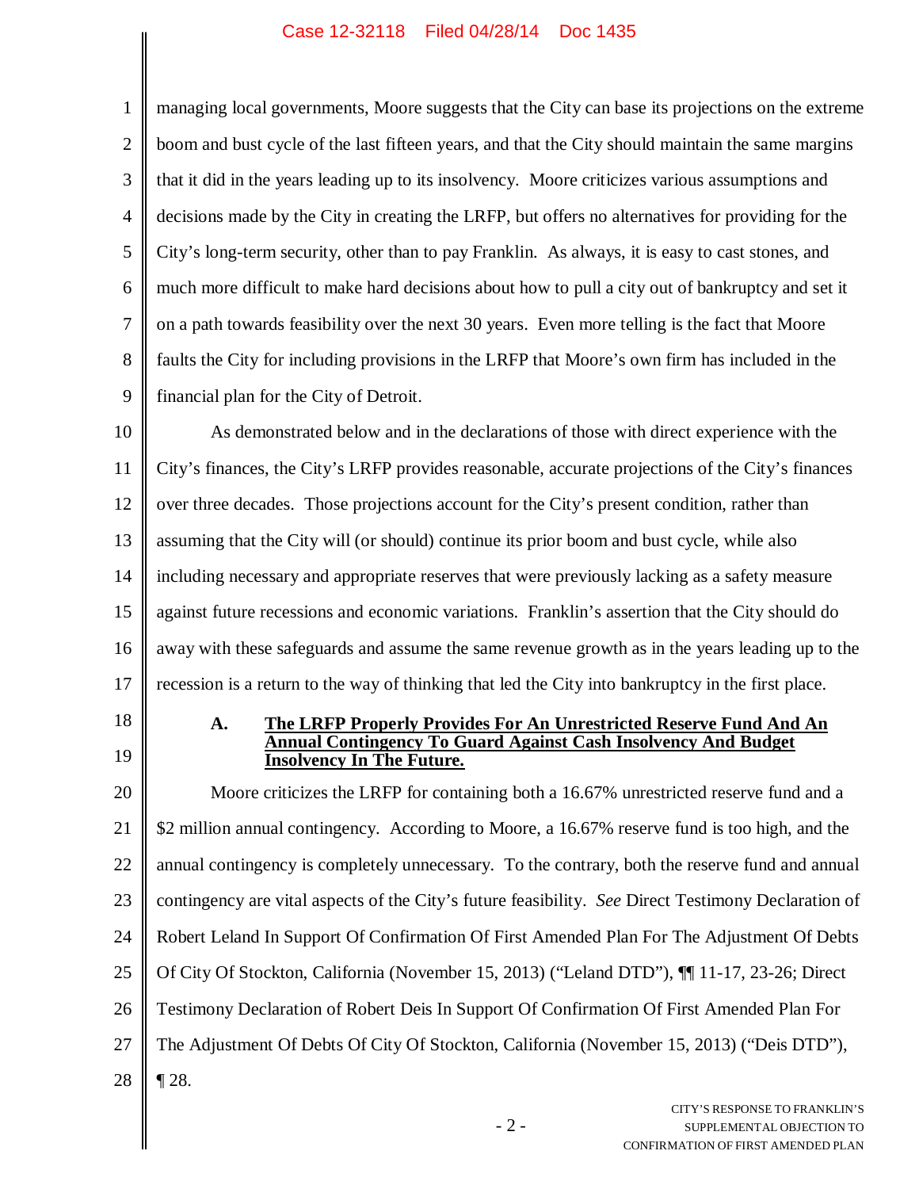managing local governments, Moore suggests that the City can base its projections on the extreme boom and bust cycle of the last fifteen years, and that the City should maintain the same margins that it did in the years leading up to its insolvency. Moore criticizes various assumptions and decisions made by the City in creating the LRFP, but offers no alternatives for providing for the City's long-term security, other than to pay Franklin. As always, it is easy to cast stones, and much more difficult to make hard decisions about how to pull a city out of bankruptcy and set it on a path towards feasibility over the next 30 years. Even more telling is the fact that Moore faults the City for including provisions in the LRFP that Moore's own firm has included in the financial plan for the City of Detroit.

As demonstrated below and in the declarations of those with direct experience with the City's finances, the City's LRFP provides reasonable, accurate projections of the City's finances over three decades. Those projections account for the City's present condition, rather than assuming that the City will (or should) continue its prior boom and bust cycle, while also including necessary and appropriate reserves that were previously lacking as a safety measure against future recessions and economic variations. Franklin's assertion that the City should do away with these safeguards and assume the same revenue growth as in the years leading up to the recession is a return to the way of thinking that led the City into bankruptcy in the first place.

### A. The LRFP Properly Provides For An Unrestricted Reserve Fund And An Annual Contingency To Guard Against Cash Insolvency And Budget Insolvency In The Future.

Moore criticizes the LRFP for containing both a 16.67% unrestricted reserve fund and a $2 million annual contingency. According to Moore, a 16.67% reserve fund is too high, and the annual contingency is completely unnecessary. To the contrary, both the reserve fund and annual contingency are vital aspects of the City's future feasibility. *See* Direct Testimony Declaration of Robert Leland In Support Of Confirmation Of First Amended Plan For The Adjustment Of Debts Of City Of Stockton, California (November 15, 2013) ("Leland DTD"), ¶¶ 11-17, 23-26; Direct Testimony Declaration of Robert Deis In Support Of Confirmation Of First Amended Plan For The Adjustment Of Debts Of City Of Stockton, California (November 15, 2013) ("Deis DTD"), ¶ 28.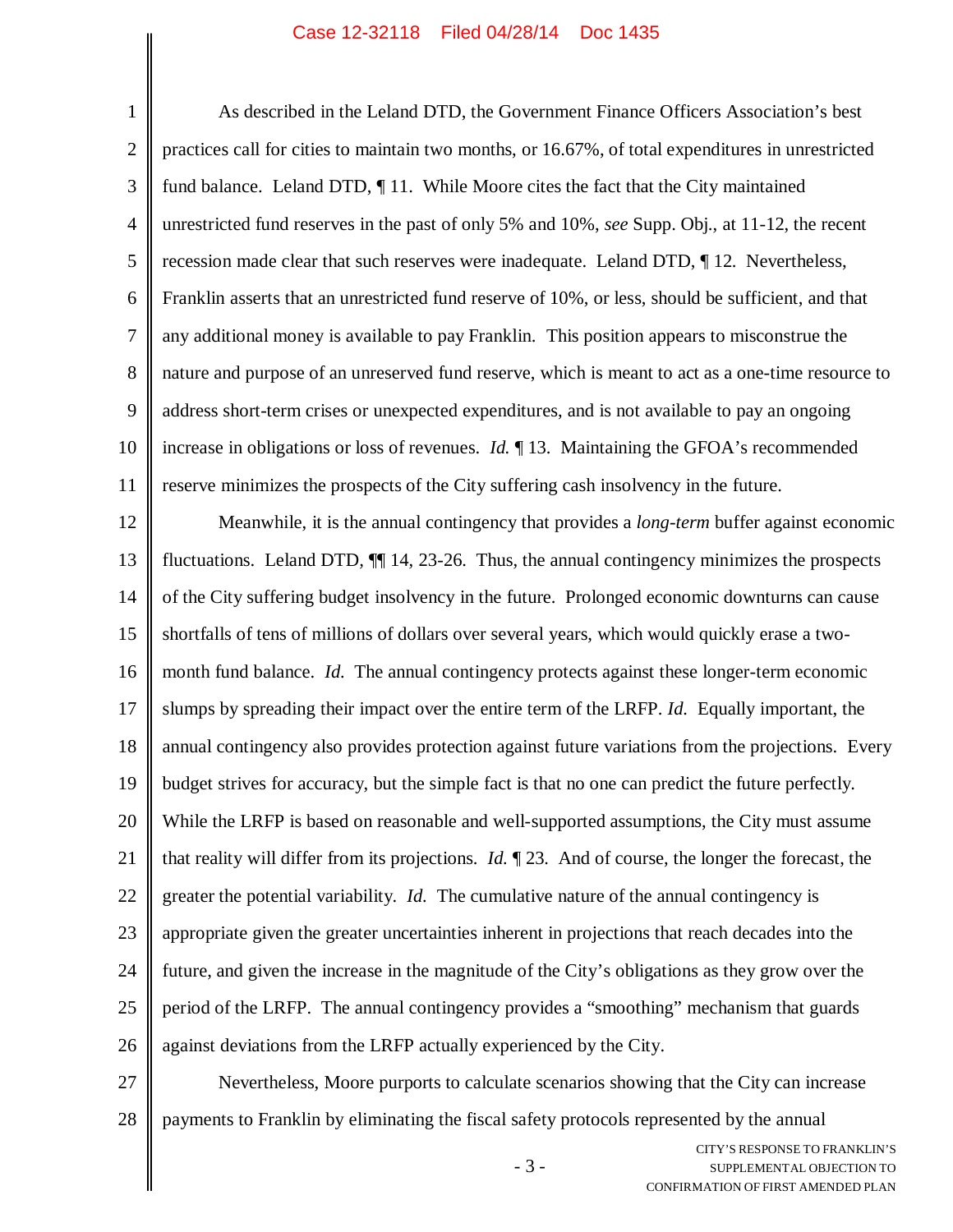As described in the Leland DTD, the Government Finance Officers Association's best practices call for cities to maintain two months, or 16.67%, of total expenditures in unrestricted fund balance. Leland DTD, ¶ 11. While Moore cites the fact that the City maintained unrestricted fund reserves in the past of only 5% and 10%, *see* Supp. Obj., at 11-12, the recent recession made clear that such reserves were inadequate. Leland DTD, ¶ 12. Nevertheless, Franklin asserts that an unrestricted fund reserve of 10%, or less, should be sufficient, and that any additional money is available to pay Franklin. This position appears to misconstrue the nature and purpose of an unreserved fund reserve, which is meant to act as a one-time resource to address short-term crises or unexpected expenditures, and is not available to pay an ongoing increase in obligations or loss of revenues. *Id.* ¶ 13. Maintaining the GFOA's recommended reserve minimizes the prospects of the City suffering cash insolvency in the future.

Meanwhile, it is the annual contingency that provides a *long-term* buffer against economic fluctuations. Leland DTD, ¶¶ 14, 23-26. Thus, the annual contingency minimizes the prospects of the City suffering budget insolvency in the future. Prolonged economic downturns can cause shortfalls of tens of millions of dollars over several years, which would quickly erase a two-month fund balance. *Id.* The annual contingency protects against these longer-term economic slumps by spreading their impact over the entire term of the LRFP. *Id.* Equally important, the annual contingency also provides protection against future variations from the projections. Every budget strives for accuracy, but the simple fact is that no one can predict the future perfectly. While the LRFP is based on reasonable and well-supported assumptions, the City must assume that reality will differ from its projections. *Id.* ¶ 23. And of course, the longer the forecast, the greater the potential variability. *Id.* The cumulative nature of the annual contingency is appropriate given the greater uncertainties inherent in projections that reach decades into the future, and given the increase in the magnitude of the City's obligations as they grow over the period of the LRFP. The annual contingency provides a "smoothing" mechanism that guards against deviations from the LRFP actually experienced by the City.

Nevertheless, Moore purports to calculate scenarios showing that the City can increase payments to Franklin by eliminating the fiscal safety protocols represented by the annual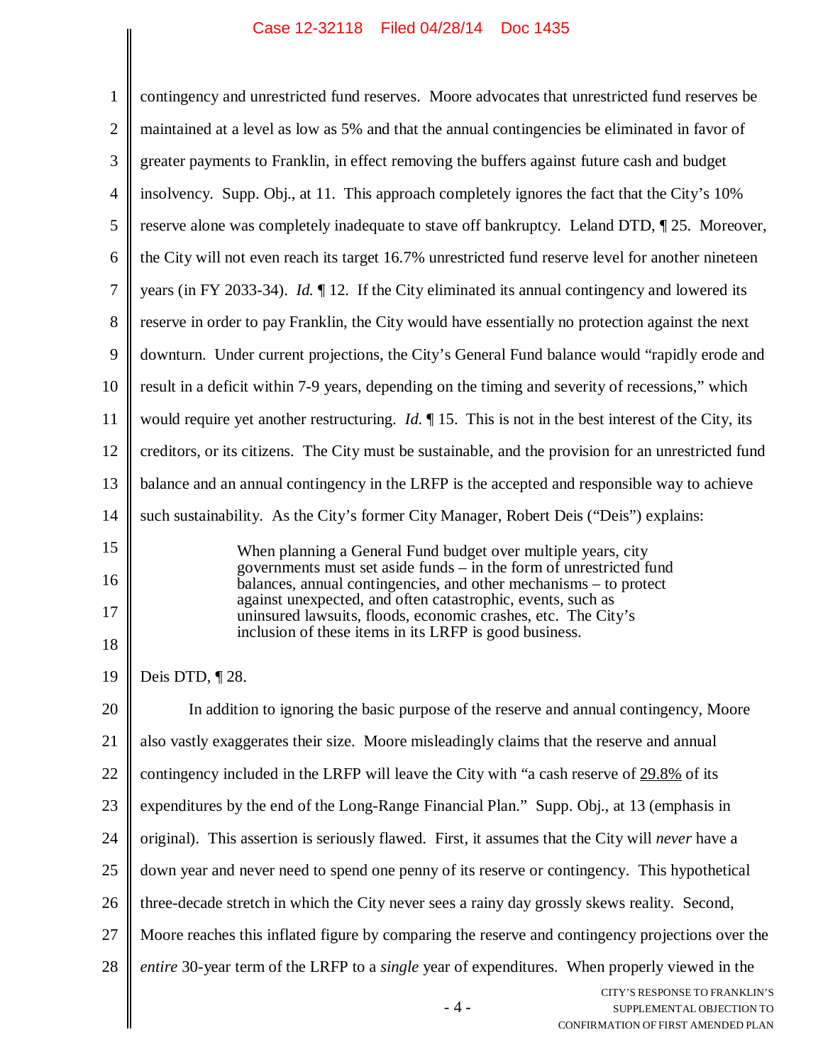contingency and unrestricted fund reserves. Moore advocates that unrestricted fund reserves be maintained at a level as low as 5% and that the annual contingencies be eliminated in favor of greater payments to Franklin, in effect removing the buffers against future cash and budget insolvency. Supp. Obj., at 11. This approach completely ignores the fact that the City's 10% reserve alone was completely inadequate to stave off bankruptcy. Leland DTD, ¶ 25. Moreover, the City will not even reach its target 16.7% unrestricted fund reserve level for another nineteen years (in FY 2033-34). *Id.* ¶ 12. If the City eliminated its annual contingency and lowered its reserve in order to pay Franklin, the City would have essentially no protection against the next downturn. Under current projections, the City's General Fund balance would "rapidly erode and result in a deficit within 7-9 years, depending on the timing and severity of recessions," which would require yet another restructuring. *Id.* ¶ 15. This is not in the best interest of the City, its creditors, or its citizens. The City must be sustainable, and the provision for an unrestricted fund balance and an annual contingency in the LRFP is the accepted and responsible way to achieve such sustainability. As the City's former City Manager, Robert Deis ("Deis") explains:

> When planning a General Fund budget over multiple years, city governments must set aside funds – in the form of unrestricted fund balances, annual contingencies, and other mechanisms – to protect against unexpected, and often catastrophic, events, such as uninsured lawsuits, floods, economic crashes, etc. The City's inclusion of these items in its LRFP is good business.

Deis DTD, ¶ 28.

In addition to ignoring the basic purpose of the reserve and annual contingency, Moore also vastly exaggerates their size. Moore misleadingly claims that the reserve and annual contingency included in the LRFP will leave the City with "a cash reserve of <u>29.8%</u> of its expenditures by the end of the Long-Range Financial Plan." Supp. Obj., at 13 (emphasis in original). This assertion is seriously flawed. First, it assumes that the City will *never* have a down year and never need to spend one penny of its reserve or contingency. This hypothetical three-decade stretch in which the City never sees a rainy day grossly skews reality. Second, Moore reaches this inflated figure by comparing the reserve and contingency projections over the *entire* 30-year term of the LRFP to a *single* year of expenditures. When properly viewed in the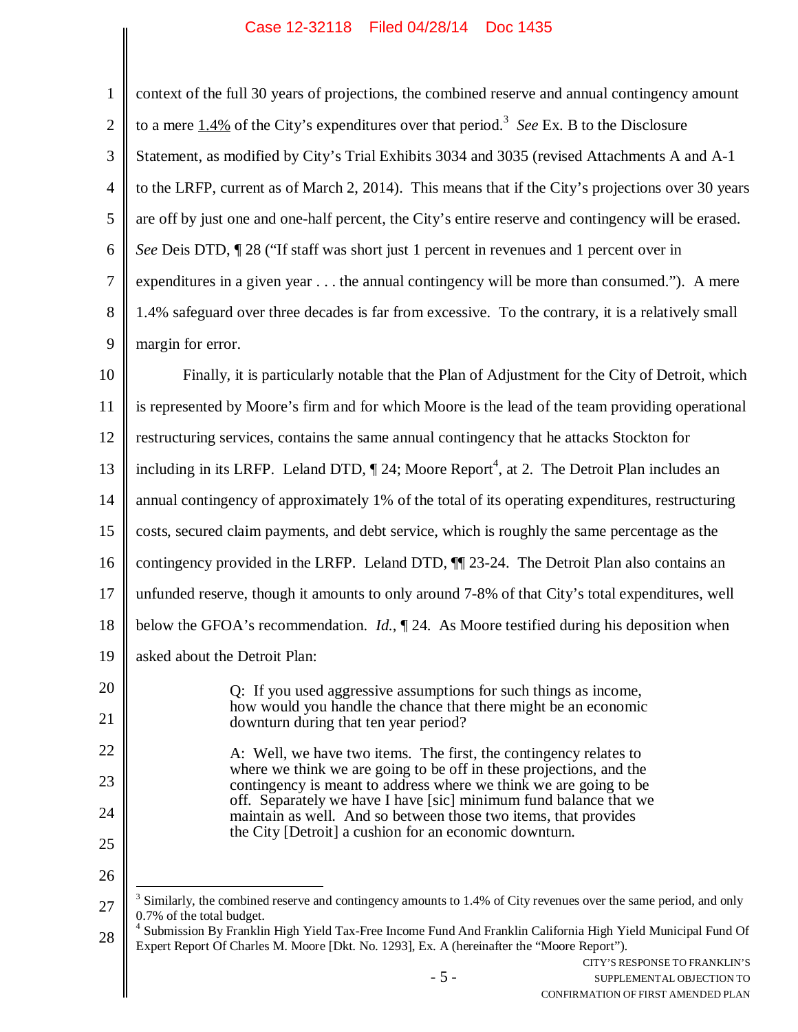context of the full 30 years of projections, the combined reserve and annual contingency amount to a mere 1.4% of the City's expenditures over that period.[3] *See* Ex. B to the Disclosure Statement, as modified by City's Trial Exhibits 3034 and 3035 (revised Attachments A and A-1 to the LRFP, current as of March 2, 2014). This means that if the City's projections over 30 years are off by just one and one-half percent, the City's entire reserve and contingency will be erased. *See* Deis DTD, ¶ 28 ("If staff was short just 1 percent in revenues and 1 percent over in expenditures in a given year . . . the annual contingency will be more than consumed."). A mere 1.4% safeguard over three decades is far from excessive. To the contrary, it is a relatively small margin for error.

Finally, it is particularly notable that the Plan of Adjustment for the City of Detroit, which is represented by Moore's firm and for which Moore is the lead of the team providing operational restructuring services, contains the same annual contingency that he attacks Stockton for including in its LRFP. Leland DTD, ¶ 24; Moore Report[4], at 2. The Detroit Plan includes an annual contingency of approximately 1% of the total of its operating expenditures, restructuring costs, secured claim payments, and debt service, which is roughly the same percentage as the contingency provided in the LRFP. Leland DTD, ¶¶ 23-24. The Detroit Plan also contains an unfunded reserve, though it amounts to only around 7-8% of that City's total expenditures, well below the GFOA's recommendation. *Id.*, ¶ 24. As Moore testified during his deposition when asked about the Detroit Plan:

> Q: If you used aggressive assumptions for such things as income, how would you handle the chance that there might be an economic downturn during that ten year period?
>
> A: Well, we have two items. The first, the contingency relates to where we think we are going to be off in these projections, and the contingency is meant to address where we think we are going to be off. Separately we have I have [sic] minimum fund balance that we maintain as well. And so between those two items, that provides the City [Detroit] a cushion for an economic downturn.

---

[3] Similarly, the combined reserve and contingency amounts to 1.4% of City revenues over the same period, and only 0.7% of the total budget.

[4] Submission By Franklin High Yield Tax-Free Income Fund And Franklin California High Yield Municipal Fund Of Expert Report Of Charles M. Moore [Dkt. No. 1293], Ex. A (hereinafter the "Moore Report").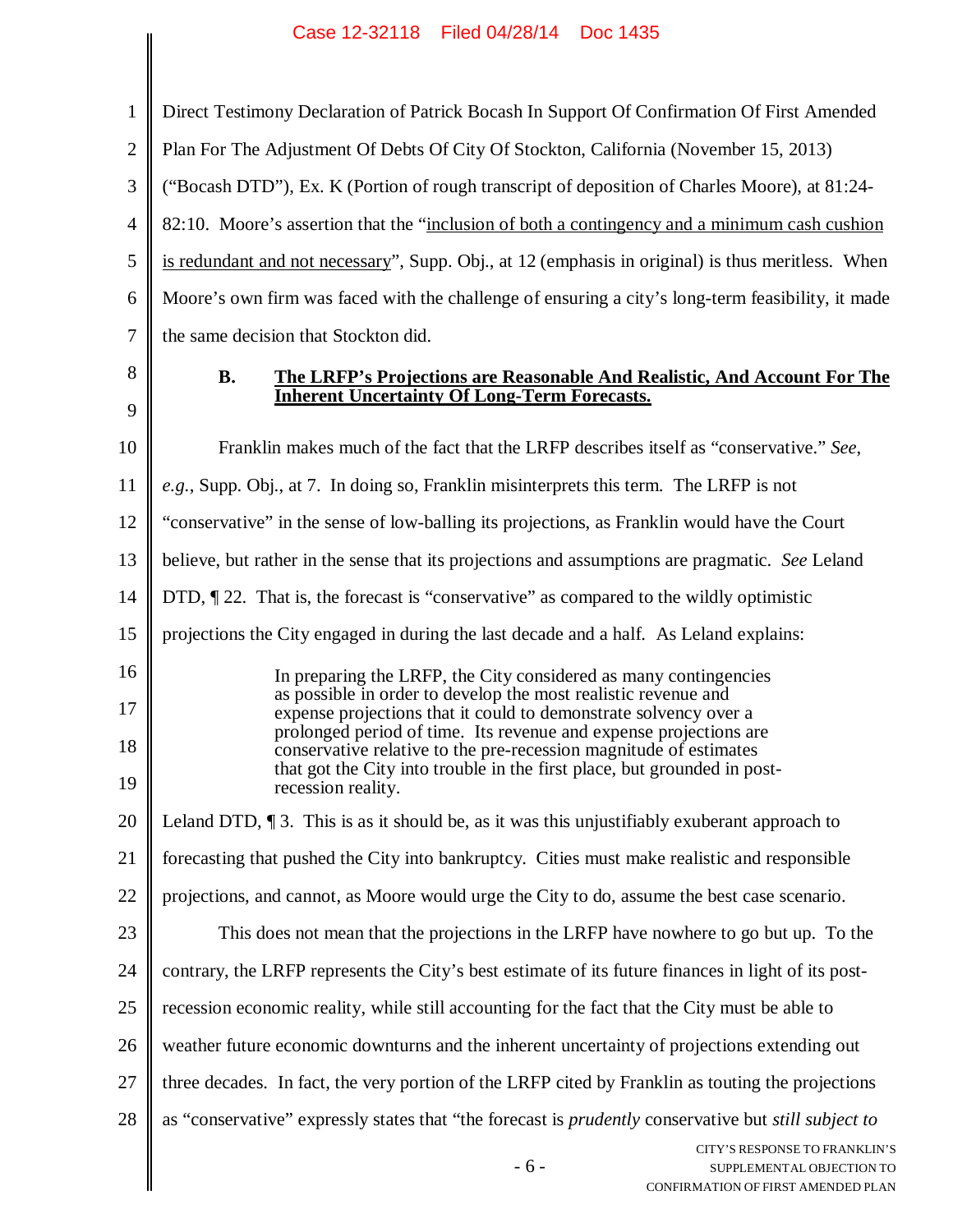Direct Testimony Declaration of Patrick Bocash In Support Of Confirmation Of First Amended Plan For The Adjustment Of Debts Of City Of Stockton, California (November 15, 2013) ("Bocash DTD"), Ex. K (Portion of rough transcript of deposition of Charles Moore), at 81:24-82:10. Moore's assertion that the "inclusion of both a contingency and a minimum cash cushion is redundant and not necessary", Supp. Obj., at 12 (emphasis in original) is thus meritless. When Moore's own firm was faced with the challenge of ensuring a city's long-term feasibility, it made the same decision that Stockton did.

### B. The LRFP's Projections are Reasonable And Realistic, And Account For The Inherent Uncertainty Of Long-Term Forecasts.

Franklin makes much of the fact that the LRFP describes itself as "conservative." *See, e.g.*, Supp. Obj., at 7. In doing so, Franklin misinterprets this term. The LRFP is not "conservative" in the sense of low-balling its projections, as Franklin would have the Court believe, but rather in the sense that its projections and assumptions are pragmatic. *See* Leland DTD, ¶ 22. That is, the forecast is "conservative" as compared to the wildly optimistic projections the City engaged in during the last decade and a half. As Leland explains:

> In preparing the LRFP, the City considered as many contingencies as possible in order to develop the most realistic revenue and expense projections that it could to demonstrate solvency over a prolonged period of time. Its revenue and expense projections are conservative relative to the pre-recession magnitude of estimates that got the City into trouble in the first place, but grounded in post-recession reality.

Leland DTD, ¶ 3. This is as it should be, as it was this unjustifiably exuberant approach to forecasting that pushed the City into bankruptcy. Cities must make realistic and responsible projections, and cannot, as Moore would urge the City to do, assume the best case scenario.

This does not mean that the projections in the LRFP have nowhere to go but up. To the contrary, the LRFP represents the City's best estimate of its future finances in light of its post-recession economic reality, while still accounting for the fact that the City must be able to weather future economic downturns and the inherent uncertainty of projections extending out three decades. In fact, the very portion of the LRFP cited by Franklin as touting the projections as "conservative" expressly states that "the forecast is *prudently* conservative but *still subject to*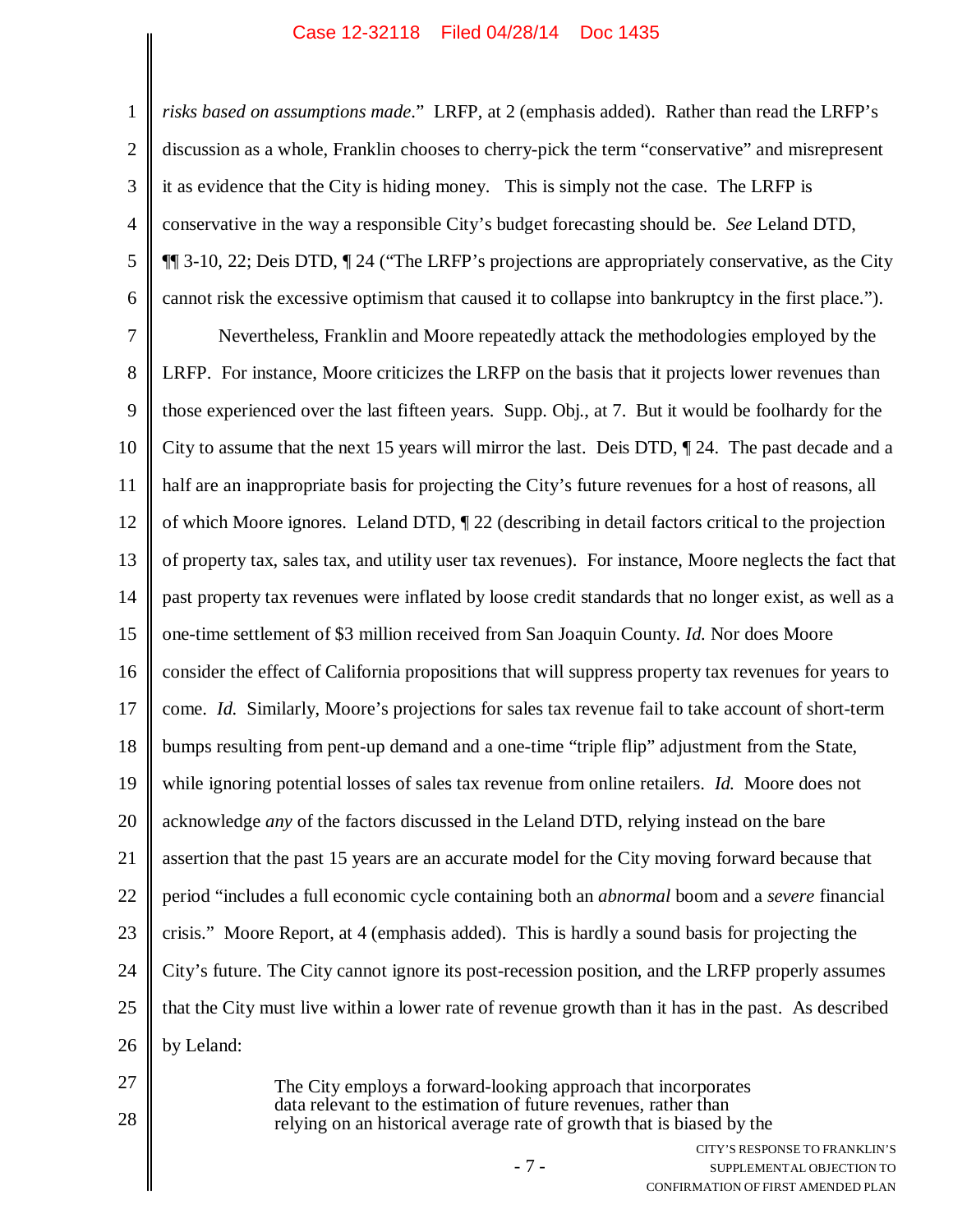*risks based on assumptions made*." LRFP, at 2 (emphasis added). Rather than read the LRFP's discussion as a whole, Franklin chooses to cherry-pick the term "conservative" and misrepresent it as evidence that the City is hiding money. This is simply not the case. The LRFP is conservative in the way a responsible City's budget forecasting should be. *See* Leland DTD, ¶¶ 3-10, 22; Deis DTD, ¶ 24 ("The LRFP's projections are appropriately conservative, as the City cannot risk the excessive optimism that caused it to collapse into bankruptcy in the first place.").

Nevertheless, Franklin and Moore repeatedly attack the methodologies employed by the LRFP. For instance, Moore criticizes the LRFP on the basis that it projects lower revenues than those experienced over the last fifteen years. Supp. Obj., at 7. But it would be foolhardy for the City to assume that the next 15 years will mirror the last. Deis DTD, ¶ 24. The past decade and a half are an inappropriate basis for projecting the City's future revenues for a host of reasons, all of which Moore ignores. Leland DTD, ¶ 22 (describing in detail factors critical to the projection of property tax, sales tax, and utility user tax revenues). For instance, Moore neglects the fact that past property tax revenues were inflated by loose credit standards that no longer exist, as well as a one-time settlement of $3 million received from San Joaquin County. *Id.* Nor does Moore consider the effect of California propositions that will suppress property tax revenues for years to come. *Id.* Similarly, Moore's projections for sales tax revenue fail to take account of short-term bumps resulting from pent-up demand and a one-time "triple flip" adjustment from the State, while ignoring potential losses of sales tax revenue from online retailers. *Id.* Moore does not acknowledge *any* of the factors discussed in the Leland DTD, relying instead on the bare assertion that the past 15 years are an accurate model for the City moving forward because that period "includes a full economic cycle containing both an *abnormal* boom and a *severe* financial crisis." Moore Report, at 4 (emphasis added). This is hardly a sound basis for projecting the City's future. The City cannot ignore its post-recession position, and the LRFP properly assumes that the City must live within a lower rate of revenue growth than it has in the past. As described by Leland:

> The City employs a forward-looking approach that incorporates data relevant to the estimation of future revenues, rather than relying on an historical average rate of growth that is biased by the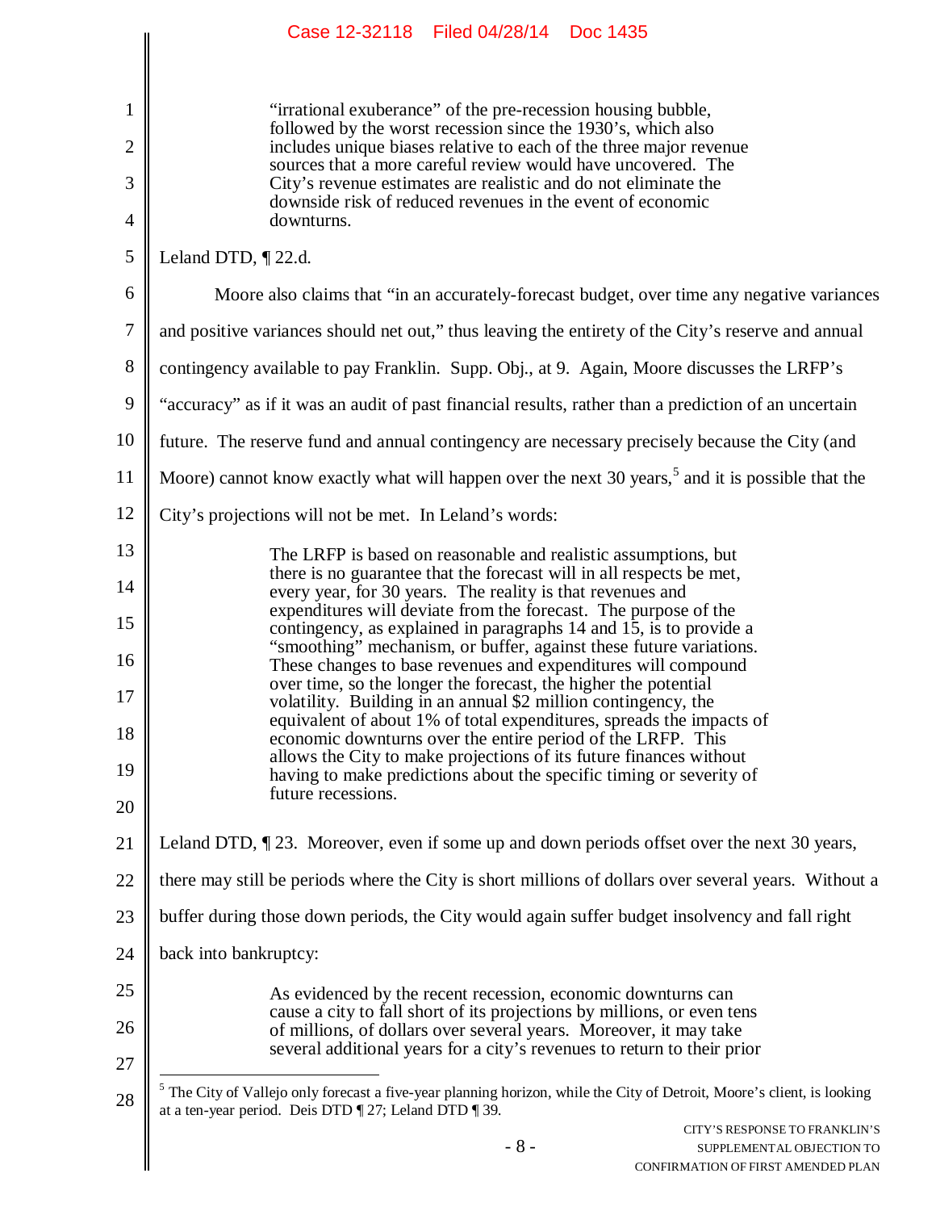> "irrational exuberance" of the pre-recession housing bubble, followed by the worst recession since the 1930's, which also includes unique biases relative to each of the three major revenue sources that a more careful review would have uncovered. The City's revenue estimates are realistic and do not eliminate the downside risk of reduced revenues in the event of economic downturns.

Leland DTD, ¶ 22.d.

Moore also claims that "in an accurately-forecast budget, over time any negative variances and positive variances should net out," thus leaving the entirety of the City's reserve and annual contingency available to pay Franklin. Supp. Obj., at 9. Again, Moore discusses the LRFP's "accuracy" as if it was an audit of past financial results, rather than a prediction of an uncertain future. The reserve fund and annual contingency are necessary precisely because the City (and Moore) cannot know exactly what will happen over the next 30 years,[5] and it is possible that the City's projections will not be met. In Leland's words:

> The LRFP is based on reasonable and realistic assumptions, but there is no guarantee that the forecast will in all respects be met, every year, for 30 years. The reality is that revenues and expenditures will deviate from the forecast. The purpose of the contingency, as explained in paragraphs 14 and 15, is to provide a "smoothing" mechanism, or buffer, against these future variations. These changes to base revenues and expenditures will compound over time, so the longer the forecast, the higher the potential volatility. Building in an annual $2 million contingency, the equivalent of about 1% of total expenditures, spreads the impacts of economic downturns over the entire period of the LRFP. This allows the City to make projections of its future finances without having to make predictions about the specific timing or severity of future recessions.

Leland DTD, ¶ 23. Moreover, even if some up and down periods offset over the next 30 years, there may still be periods where the City is short millions of dollars over several years. Without a buffer during those down periods, the City would again suffer budget insolvency and fall right back into bankruptcy:

> As evidenced by the recent recession, economic downturns can cause a city to fall short of its projections by millions, or even tens of millions, of dollars over several years. Moreover, it may take several additional years for a city's revenues to return to their prior

---

[5] The City of Vallejo only forecast a five-year planning horizon, while the City of Detroit, Moore's client, is looking at a ten-year period. Deis DTD ¶ 27; Leland DTD ¶ 39.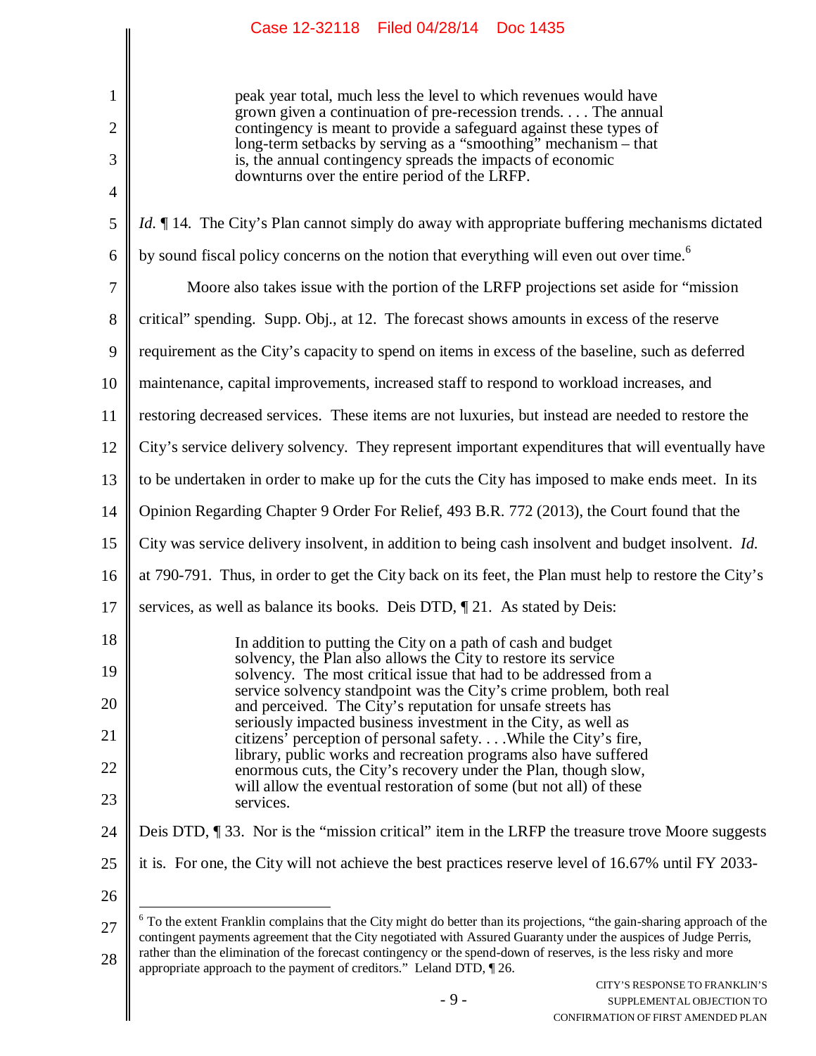> peak year total, much less the level to which revenues would have grown given a continuation of pre-recession trends. . . . The annual contingency is meant to provide a safeguard against these types of long-term setbacks by serving as a "smoothing" mechanism – that is, the annual contingency spreads the impacts of economic downturns over the entire period of the LRFP.

*Id.* ¶ 14. The City's Plan cannot simply do away with appropriate buffering mechanisms dictated by sound fiscal policy concerns on the notion that everything will even out over time.[6]

Moore also takes issue with the portion of the LRFP projections set aside for "mission critical" spending. Supp. Obj., at 12. The forecast shows amounts in excess of the reserve requirement as the City's capacity to spend on items in excess of the baseline, such as deferred maintenance, capital improvements, increased staff to respond to workload increases, and restoring decreased services. These items are not luxuries, but instead are needed to restore the City's service delivery solvency. They represent important expenditures that will eventually have to be undertaken in order to make up for the cuts the City has imposed to make ends meet. In its Opinion Regarding Chapter 9 Order For Relief, 493 B.R. 772 (2013), the Court found that the City was service delivery insolvent, in addition to being cash insolvent and budget insolvent. *Id.* at 790-791. Thus, in order to get the City back on its feet, the Plan must help to restore the City's services, as well as balance its books. Deis DTD, ¶ 21. As stated by Deis:

> In addition to putting the City on a path of cash and budget solvency, the Plan also allows the City to restore its service solvency. The most critical issue that had to be addressed from a service solvency standpoint was the City's crime problem, both real and perceived. The City's reputation for unsafe streets has seriously impacted business investment in the City, as well as citizens' perception of personal safety. . . .While the City's fire, library, public works and recreation programs also have suffered enormous cuts, the City's recovery under the Plan, though slow, will allow the eventual restoration of some (but not all) of these services.

Deis DTD, ¶ 33. Nor is the "mission critical" item in the LRFP the treasure trove Moore suggests it is. For one, the City will not achieve the best practices reserve level of 16.67% until FY 2033-

---

[6] To the extent Franklin complains that the City might do better than its projections, "the gain-sharing approach of the contingent payments agreement that the City negotiated with Assured Guaranty under the auspices of Judge Perris, rather than the elimination of the forecast contingency or the spend-down of reserves, is the less risky and more appropriate approach to the payment of creditors." Leland DTD, ¶ 26.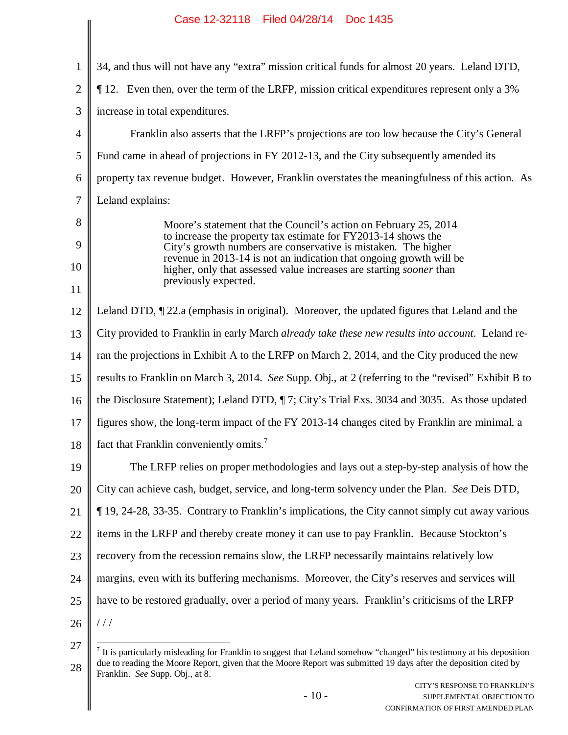34, and thus will not have any "extra" mission critical funds for almost 20 years. Leland DTD, ¶ 12. Even then, over the term of the LRFP, mission critical expenditures represent only a 3% increase in total expenditures.

Franklin also asserts that the LRFP's projections are too low because the City's General Fund came in ahead of projections in FY 2012-13, and the City subsequently amended its property tax revenue budget. However, Franklin overstates the meaningfulness of this action. As Leland explains:

> Moore's statement that the Council's action on February 25, 2014 to increase the property tax estimate for FY2013-14 shows the City's growth numbers are conservative is mistaken. The higher revenue in 2013-14 is not an indication that ongoing growth will be higher, only that assessed value increases are starting *sooner* than previously expected.

Leland DTD, ¶ 22.a (emphasis in original). Moreover, the updated figures that Leland and the City provided to Franklin in early March *already take these new results into account*. Leland re-ran the projections in Exhibit A to the LRFP on March 2, 2014, and the City produced the new results to Franklin on March 3, 2014. *See* Supp. Obj., at 2 (referring to the "revised" Exhibit B to the Disclosure Statement); Leland DTD, ¶ 7; City's Trial Exs. 3034 and 3035. As those updated figures show, the long-term impact of the FY 2013-14 changes cited by Franklin are minimal, a fact that Franklin conveniently omits.[7]

The LRFP relies on proper methodologies and lays out a step-by-step analysis of how the City can achieve cash, budget, service, and long-term solvency under the Plan. *See* Deis DTD, ¶ 19, 24-28, 33-35. Contrary to Franklin's implications, the City cannot simply cut away various items in the LRFP and thereby create money it can use to pay Franklin. Because Stockton's recovery from the recession remains slow, the LRFP necessarily maintains relatively low margins, even with its buffering mechanisms. Moreover, the City's reserves and services will have to be restored gradually, over a period of many years. Franklin's criticisms of the LRFP

/ / /

---

[7] It is particularly misleading for Franklin to suggest that Leland somehow "changed" his testimony at his deposition due to reading the Moore Report, given that the Moore Report was submitted 19 days after the deposition cited by Franklin. *See* Supp. Obj., at 8.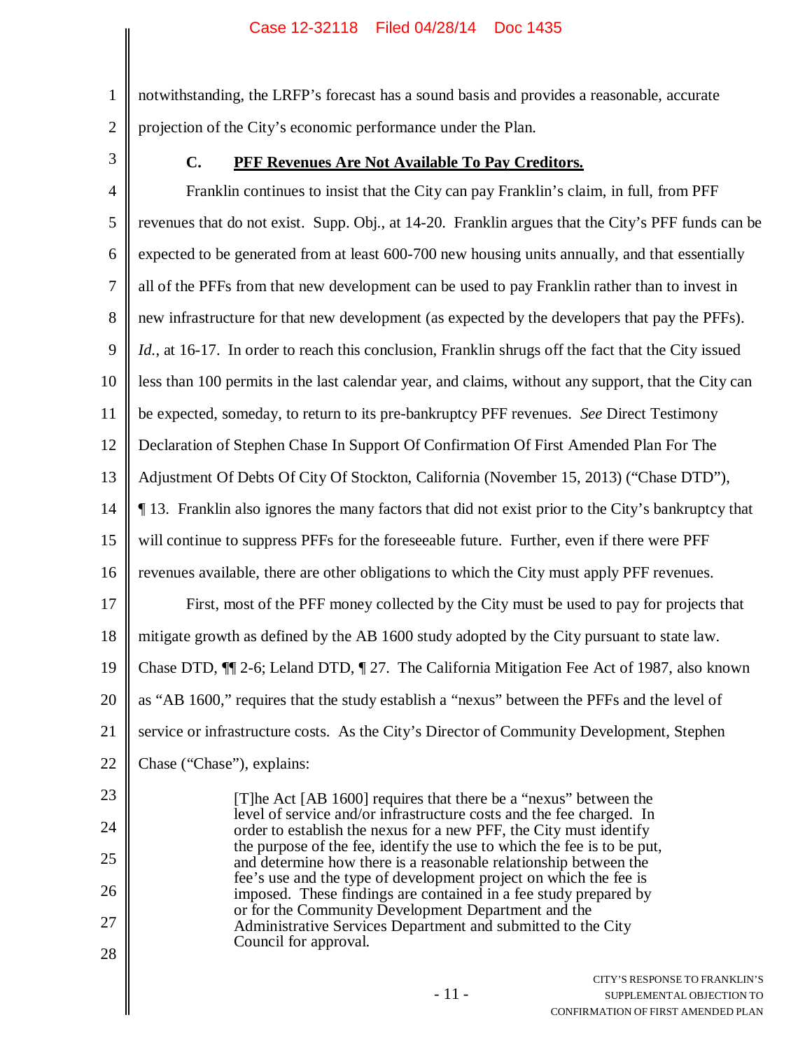notwithstanding, the LRFP's forecast has a sound basis and provides a reasonable, accurate projection of the City's economic performance under the Plan.

### C. PFF Revenues Are Not Available To Pay Creditors.

Franklin continues to insist that the City can pay Franklin's claim, in full, from PFF revenues that do not exist. Supp. Obj., at 14-20. Franklin argues that the City's PFF funds can be expected to be generated from at least 600-700 new housing units annually, and that essentially all of the PFFs from that new development can be used to pay Franklin rather than to invest in new infrastructure for that new development (as expected by the developers that pay the PFFs). *Id.*, at 16-17. In order to reach this conclusion, Franklin shrugs off the fact that the City issued less than 100 permits in the last calendar year, and claims, without any support, that the City can be expected, someday, to return to its pre-bankruptcy PFF revenues. *See* Direct Testimony Declaration of Stephen Chase In Support Of Confirmation Of First Amended Plan For The Adjustment Of Debts Of City Of Stockton, California (November 15, 2013) ("Chase DTD"), ¶ 13. Franklin also ignores the many factors that did not exist prior to the City's bankruptcy that will continue to suppress PFFs for the foreseeable future. Further, even if there were PFF revenues available, there are other obligations to which the City must apply PFF revenues.

First, most of the PFF money collected by the City must be used to pay for projects that mitigate growth as defined by the AB 1600 study adopted by the City pursuant to state law. Chase DTD, ¶¶ 2-6; Leland DTD, ¶ 27. The California Mitigation Fee Act of 1987, also known as "AB 1600," requires that the study establish a "nexus" between the PFFs and the level of service or infrastructure costs. As the City's Director of Community Development, Stephen Chase ("Chase"), explains:

> [T]he Act [AB 1600] requires that there be a "nexus" between the level of service and/or infrastructure costs and the fee charged. In order to establish the nexus for a new PFF, the City must identify the purpose of the fee, identify the use to which the fee is to be put, and determine how there is a reasonable relationship between the fee's use and the type of development project on which the fee is imposed. These findings are contained in a fee study prepared by or for the Community Development Department and the Administrative Services Department and submitted to the City Council for approval.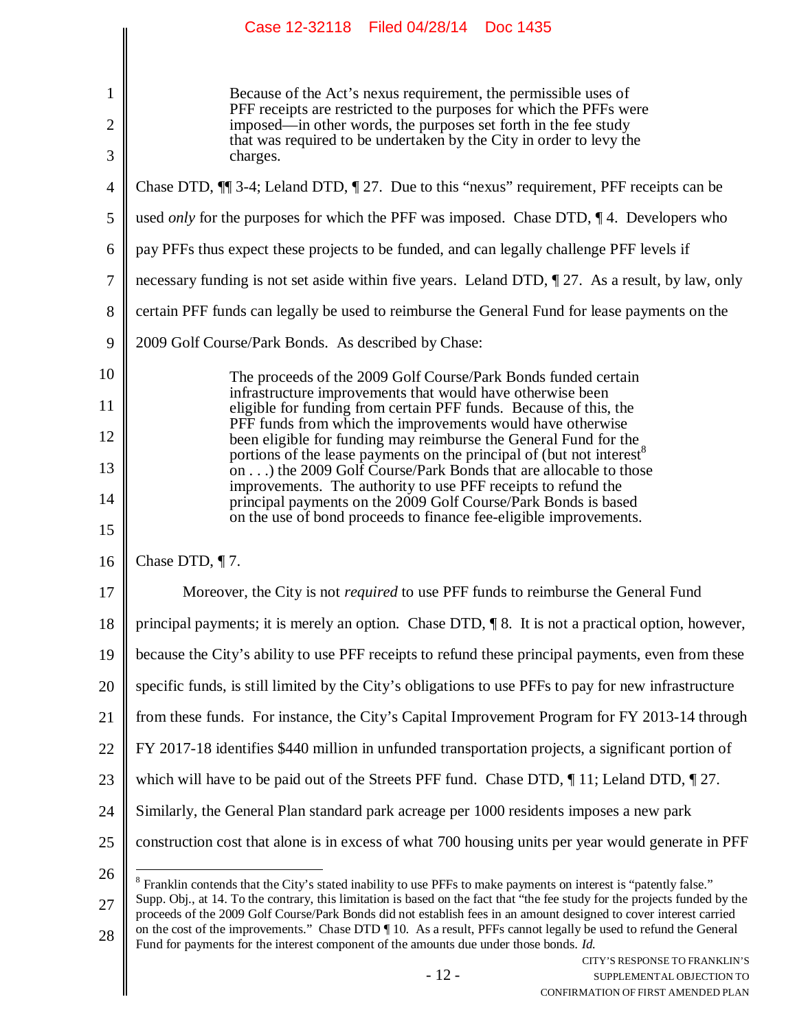> Because of the Act's nexus requirement, the permissible uses of PFF receipts are restricted to the purposes for which the PFFs were imposed—in other words, the purposes set forth in the fee study that was required to be undertaken by the City in order to levy the charges.

Chase DTD, ¶¶ 3-4; Leland DTD, ¶ 27. Due to this "nexus" requirement, PFF receipts can be used *only* for the purposes for which the PFF was imposed. Chase DTD, ¶ 4. Developers who pay PFFs thus expect these projects to be funded, and can legally challenge PFF levels if necessary funding is not set aside within five years. Leland DTD, ¶ 27. As a result, by law, only certain PFF funds can legally be used to reimburse the General Fund for lease payments on the 2009 Golf Course/Park Bonds. As described by Chase:

> The proceeds of the 2009 Golf Course/Park Bonds funded certain infrastructure improvements that would have otherwise been eligible for funding from certain PFF funds. Because of this, the PFF funds from which the improvements would have otherwise been eligible for funding may reimburse the General Fund for the portions of the lease payments on the principal of (but not interest[8] on . . .) the 2009 Golf Course/Park Bonds that are allocable to those improvements. The authority to use PFF receipts to refund the principal payments on the 2009 Golf Course/Park Bonds is based on the use of bond proceeds to finance fee-eligible improvements.

Chase DTD, ¶ 7.

Moreover, the City is not *required* to use PFF funds to reimburse the General Fund principal payments; it is merely an option. Chase DTD, ¶ 8. It is not a practical option, however, because the City's ability to use PFF receipts to refund these principal payments, even from these specific funds, is still limited by the City's obligations to use PFFs to pay for new infrastructure from these funds. For instance, the City's Capital Improvement Program for FY 2013-14 through FY 2017-18 identifies $440 million in unfunded transportation projects, a significant portion of which will have to be paid out of the Streets PFF fund. Chase DTD, ¶ 11; Leland DTD, ¶ 27. Similarly, the General Plan standard park acreage per 1000 residents imposes a new park construction cost that alone is in excess of what 700 housing units per year would generate in PFF

---

[8] Franklin contends that the City's stated inability to use PFFs to make payments on interest is "patently false." Supp. Obj., at 14. To the contrary, this limitation is based on the fact that "the fee study for the projects funded by the proceeds of the 2009 Golf Course/Park Bonds did not establish fees in an amount designed to cover interest carried on the cost of the improvements." Chase DTD ¶ 10. As a result, PFFs cannot legally be used to refund the General Fund for payments for the interest component of the amounts due under those bonds. *Id.*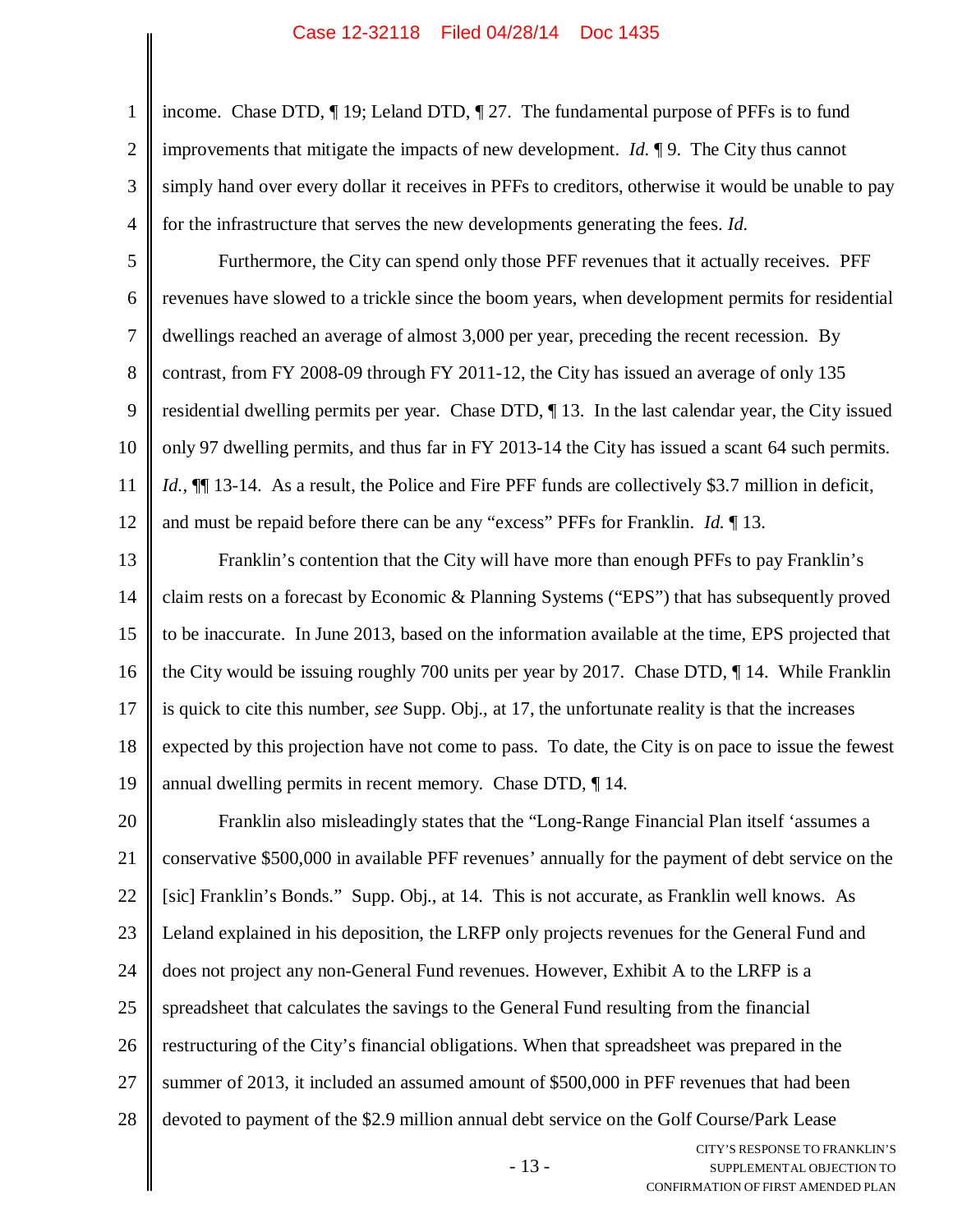income. Chase DTD, ¶ 19; Leland DTD, ¶ 27. The fundamental purpose of PFFs is to fund improvements that mitigate the impacts of new development. *Id.* ¶ 9. The City thus cannot simply hand over every dollar it receives in PFFs to creditors, otherwise it would be unable to pay for the infrastructure that serves the new developments generating the fees. *Id.*

Furthermore, the City can spend only those PFF revenues that it actually receives. PFF revenues have slowed to a trickle since the boom years, when development permits for residential dwellings reached an average of almost 3,000 per year, preceding the recent recession. By contrast, from FY 2008-09 through FY 2011-12, the City has issued an average of only 135 residential dwelling permits per year. Chase DTD, ¶ 13. In the last calendar year, the City issued only 97 dwelling permits, and thus far in FY 2013-14 the City has issued a scant 64 such permits. *Id.*, ¶¶ 13-14. As a result, the Police and Fire PFF funds are collectively $3.7 million in deficit, and must be repaid before there can be any "excess" PFFs for Franklin. *Id.* ¶ 13.

Franklin's contention that the City will have more than enough PFFs to pay Franklin's claim rests on a forecast by Economic & Planning Systems ("EPS") that has subsequently proved to be inaccurate. In June 2013, based on the information available at the time, EPS projected that the City would be issuing roughly 700 units per year by 2017. Chase DTD, ¶ 14. While Franklin is quick to cite this number, *see* Supp. Obj., at 17, the unfortunate reality is that the increases expected by this projection have not come to pass. To date, the City is on pace to issue the fewest annual dwelling permits in recent memory. Chase DTD, ¶ 14.

Franklin also misleadingly states that the "Long-Range Financial Plan itself 'assumes a conservative $500,000 in available PFF revenues' annually for the payment of debt service on the [sic] Franklin's Bonds." Supp. Obj., at 14. This is not accurate, as Franklin well knows. As Leland explained in his deposition, the LRFP only projects revenues for the General Fund and does not project any non-General Fund revenues. However, Exhibit A to the LRFP is a spreadsheet that calculates the savings to the General Fund resulting from the financial restructuring of the City's financial obligations. When that spreadsheet was prepared in the summer of 2013, it included an assumed amount of $500,000 in PFF revenues that had been devoted to payment of the $2.9 million annual debt service on the Golf Course/Park Lease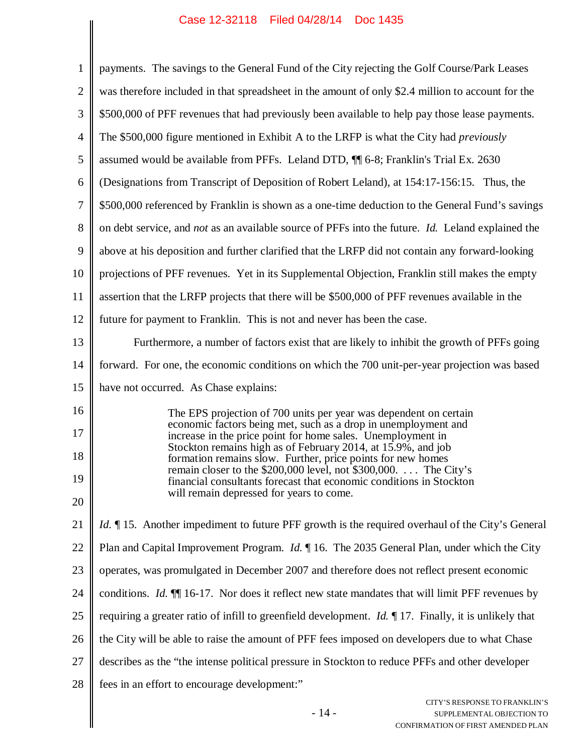payments. The savings to the General Fund of the City rejecting the Golf Course/Park Leases was therefore included in that spreadsheet in the amount of only $2.4 million to account for the $500,000 of PFF revenues that had previously been available to help pay those lease payments. The $500,000 figure mentioned in Exhibit A to the LRFP is what the City had *previously* assumed would be available from PFFs. Leland DTD, ¶¶ 6-8; Franklin's Trial Ex. 2630 (Designations from Transcript of Deposition of Robert Leland), at 154:17-156:15. Thus, the $500,000 referenced by Franklin is shown as a one-time deduction to the General Fund's savings on debt service, and *not* as an available source of PFFs into the future. *Id.* Leland explained the above at his deposition and further clarified that the LRFP did not contain any forward-looking projections of PFF revenues. Yet in its Supplemental Objection, Franklin still makes the empty assertion that the LRFP projects that there will be $500,000 of PFF revenues available in the future for payment to Franklin. This is not and never has been the case.

Furthermore, a number of factors exist that are likely to inhibit the growth of PFFs going forward. For one, the economic conditions on which the 700 unit-per-year projection was based have not occurred. As Chase explains:

> The EPS projection of 700 units per year was dependent on certain economic factors being met, such as a drop in unemployment and increase in the price point for home sales. Unemployment in Stockton remains high as of February 2014, at 15.9%, and job formation remains slow. Further, price points for new homes remain closer to the $200,000 level, not $300,000. . . . The City's financial consultants forecast that economic conditions in Stockton will remain depressed for years to come.

*Id.* ¶ 15. Another impediment to future PFF growth is the required overhaul of the City's General Plan and Capital Improvement Program. *Id.* ¶ 16. The 2035 General Plan, under which the City operates, was promulgated in December 2007 and therefore does not reflect present economic conditions. *Id.* ¶¶ 16-17. Nor does it reflect new state mandates that will limit PFF revenues by requiring a greater ratio of infill to greenfield development. *Id.* ¶ 17. Finally, it is unlikely that the City will be able to raise the amount of PFF fees imposed on developers due to what Chase describes as the "the intense political pressure in Stockton to reduce PFFs and other developer fees in an effort to encourage development:"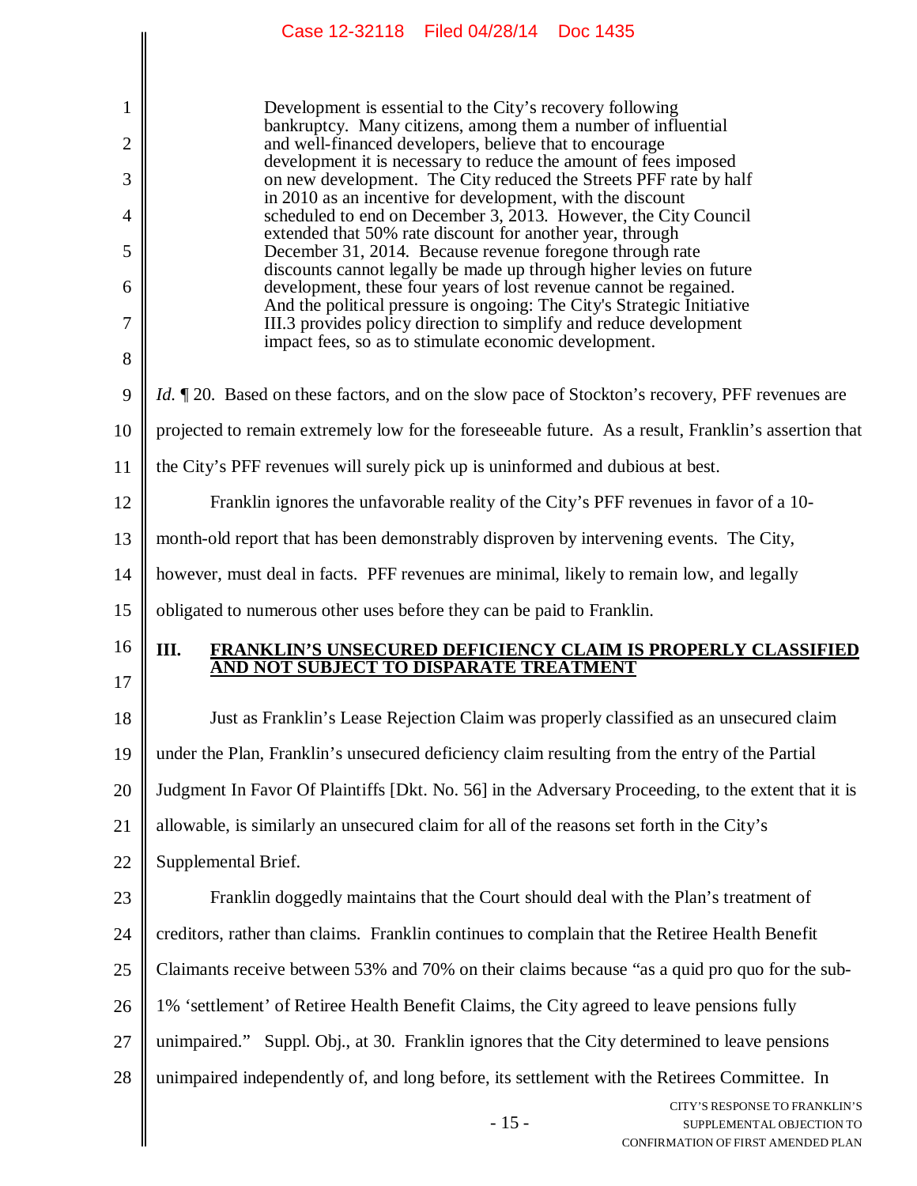> Development is essential to the City's recovery following bankruptcy. Many citizens, among them a number of influential and well-financed developers, believe that to encourage development it is necessary to reduce the amount of fees imposed on new development. The City reduced the Streets PFF rate by half in 2010 as an incentive for development, with the discount scheduled to end on December 3, 2013. However, the City Council extended that 50% rate discount for another year, through December 31, 2014. Because revenue foregone through rate discounts cannot legally be made up through higher levies on future development, these four years of lost revenue cannot be regained. And the political pressure is ongoing: The City's Strategic Initiative III.3 provides policy direction to simplify and reduce development impact fees, so as to stimulate economic development.

*Id.* ¶ 20. Based on these factors, and on the slow pace of Stockton's recovery, PFF revenues are projected to remain extremely low for the foreseeable future. As a result, Franklin's assertion that the City's PFF revenues will surely pick up is uninformed and dubious at best.

Franklin ignores the unfavorable reality of the City's PFF revenues in favor of a 10-month-old report that has been demonstrably disproven by intervening events. The City, however, must deal in facts. PFF revenues are minimal, likely to remain low, and legally obligated to numerous other uses before they can be paid to Franklin.

## III. FRANKLIN'S UNSECURED DEFICIENCY CLAIM IS PROPERLY CLASSIFIED AND NOT SUBJECT TO DISPARATE TREATMENT

Just as Franklin's Lease Rejection Claim was properly classified as an unsecured claim under the Plan, Franklin's unsecured deficiency claim resulting from the entry of the Partial Judgment In Favor Of Plaintiffs [Dkt. No. 56] in the Adversary Proceeding, to the extent that it is allowable, is similarly an unsecured claim for all of the reasons set forth in the City's Supplemental Brief.

Franklin doggedly maintains that the Court should deal with the Plan's treatment of creditors, rather than claims. Franklin continues to complain that the Retiree Health Benefit Claimants receive between 53% and 70% on their claims because "as a quid pro quo for the sub-1% 'settlement' of Retiree Health Benefit Claims, the City agreed to leave pensions fully unimpaired." Suppl. Obj., at 30. Franklin ignores that the City determined to leave pensions unimpaired independently of, and long before, its settlement with the Retirees Committee. In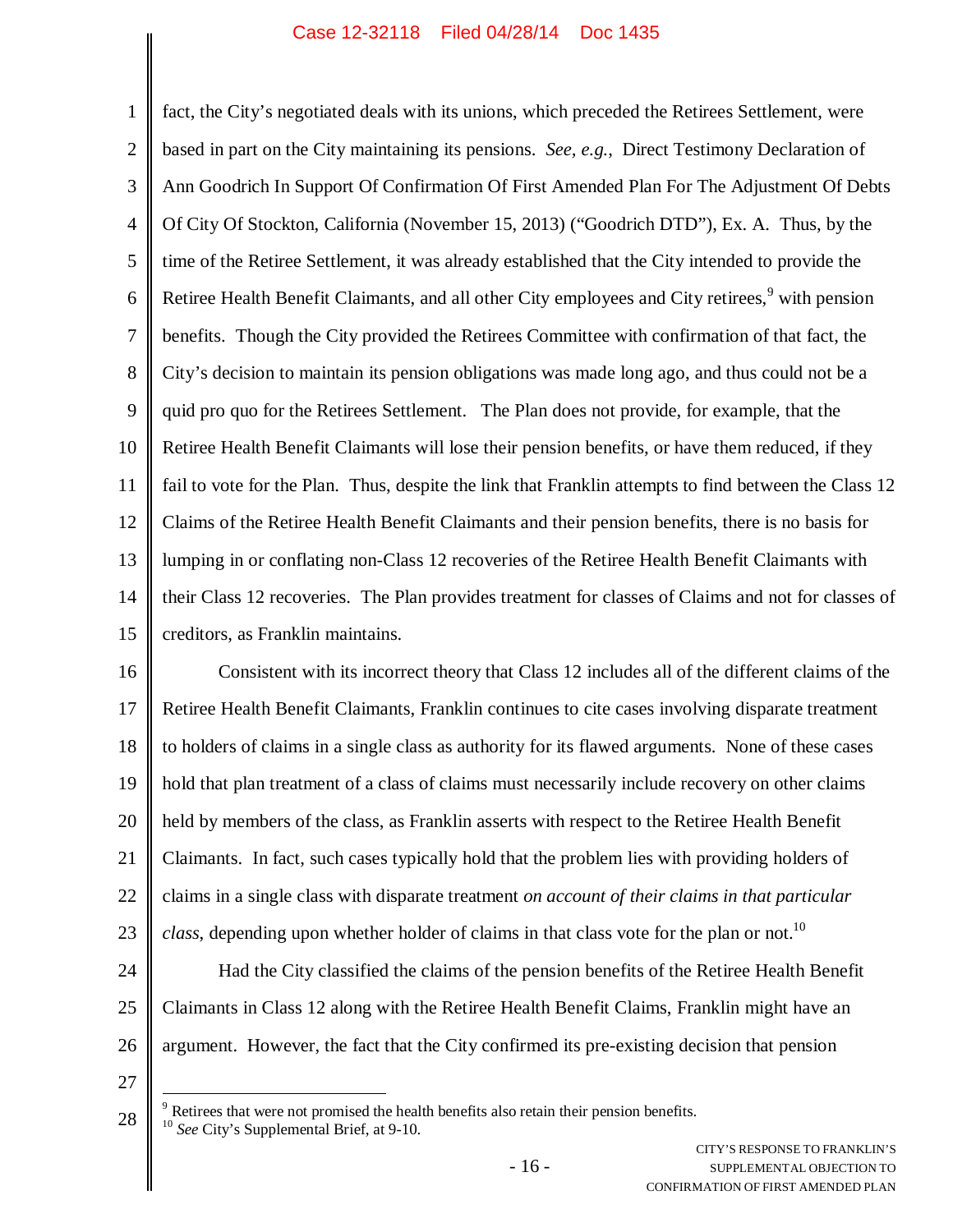fact, the City's negotiated deals with its unions, which preceded the Retirees Settlement, were based in part on the City maintaining its pensions. *See, e.g.*, Direct Testimony Declaration of Ann Goodrich In Support Of Confirmation Of First Amended Plan For The Adjustment Of Debts Of City Of Stockton, California (November 15, 2013) ("Goodrich DTD"), Ex. A. Thus, by the time of the Retiree Settlement, it was already established that the City intended to provide the Retiree Health Benefit Claimants, and all other City employees and City retirees,[9] with pension benefits. Though the City provided the Retirees Committee with confirmation of that fact, the City's decision to maintain its pension obligations was made long ago, and thus could not be a quid pro quo for the Retirees Settlement. The Plan does not provide, for example, that the Retiree Health Benefit Claimants will lose their pension benefits, or have them reduced, if they fail to vote for the Plan. Thus, despite the link that Franklin attempts to find between the Class 12 Claims of the Retiree Health Benefit Claimants and their pension benefits, there is no basis for lumping in or conflating non-Class 12 recoveries of the Retiree Health Benefit Claimants with their Class 12 recoveries. The Plan provides treatment for classes of Claims and not for classes of creditors, as Franklin maintains.

Consistent with its incorrect theory that Class 12 includes all of the different claims of the Retiree Health Benefit Claimants, Franklin continues to cite cases involving disparate treatment to holders of claims in a single class as authority for its flawed arguments. None of these cases hold that plan treatment of a class of claims must necessarily include recovery on other claims held by members of the class, as Franklin asserts with respect to the Retiree Health Benefit Claimants. In fact, such cases typically hold that the problem lies with providing holders of claims in a single class with disparate treatment *on account of their claims in that particular class*, depending upon whether holder of claims in that class vote for the plan or not.[10]

Had the City classified the claims of the pension benefits of the Retiree Health Benefit Claimants in Class 12 along with the Retiree Health Benefit Claims, Franklin might have an argument. However, the fact that the City confirmed its pre-existing decision that pension

[9] Retirees that were not promised the health benefits also retain their pension benefits.
[10] *See* City's Supplemental Brief, at 9-10.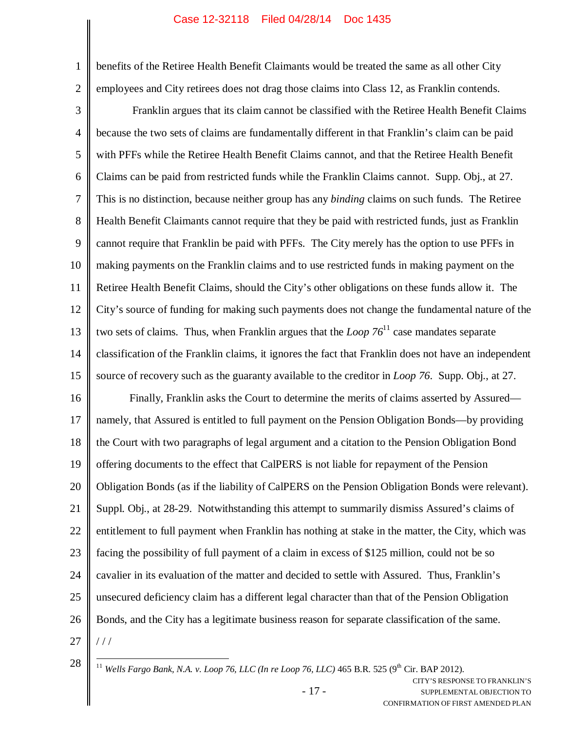benefits of the Retiree Health Benefit Claimants would be treated the same as all other City employees and City retirees does not drag those claims into Class 12, as Franklin contends.

Franklin argues that its claim cannot be classified with the Retiree Health Benefit Claims because the two sets of claims are fundamentally different in that Franklin's claim can be paid with PFFs while the Retiree Health Benefit Claims cannot, and that the Retiree Health Benefit Claims can be paid from restricted funds while the Franklin Claims cannot. Supp. Obj., at 27. This is no distinction, because neither group has any *binding* claims on such funds. The Retiree Health Benefit Claimants cannot require that they be paid with restricted funds, just as Franklin cannot require that Franklin be paid with PFFs. The City merely has the option to use PFFs in making payments on the Franklin claims and to use restricted funds in making payment on the Retiree Health Benefit Claims, should the City's other obligations on these funds allow it. The City's source of funding for making such payments does not change the fundamental nature of the two sets of claims. Thus, when Franklin argues that the *Loop 76*[11] case mandates separate classification of the Franklin claims, it ignores the fact that Franklin does not have an independent source of recovery such as the guaranty available to the creditor in *Loop 76*. Supp. Obj., at 27.

Finally, Franklin asks the Court to determine the merits of claims asserted by Assured—namely, that Assured is entitled to full payment on the Pension Obligation Bonds—by providing the Court with two paragraphs of legal argument and a citation to the Pension Obligation Bond offering documents to the effect that CalPERS is not liable for repayment of the Pension Obligation Bonds (as if the liability of CalPERS on the Pension Obligation Bonds were relevant). Suppl. Obj., at 28-29. Notwithstanding this attempt to summarily dismiss Assured's claims of entitlement to full payment when Franklin has nothing at stake in the matter, the City, which was facing the possibility of full payment of a claim in excess of $125 million, could not be so cavalier in its evaluation of the matter and decided to settle with Assured. Thus, Franklin's unsecured deficiency claim has a different legal character than that of the Pension Obligation Bonds, and the City has a legitimate business reason for separate classification of the same.

/ / /

[11] *Wells Fargo Bank, N.A. v. Loop 76, LLC (In re Loop 76, LLC)* 465 B.R. 525 (9th Cir. BAP 2012).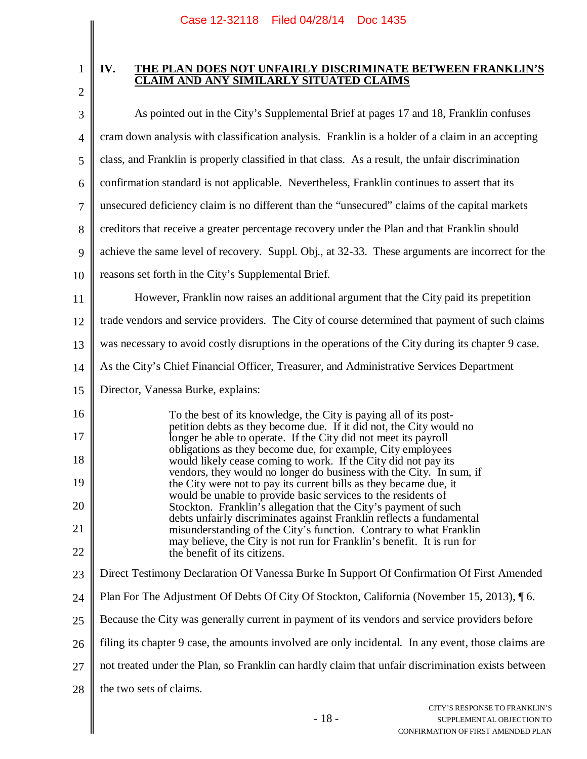## IV. THE PLAN DOES NOT UNFAIRLY DISCRIMINATE BETWEEN FRANKLIN'S CLAIM AND ANY SIMILARLY SITUATED CLAIMS

As pointed out in the City's Supplemental Brief at pages 17 and 18, Franklin confuses cram down analysis with classification analysis. Franklin is a holder of a claim in an accepting class, and Franklin is properly classified in that class. As a result, the unfair discrimination confirmation standard is not applicable. Nevertheless, Franklin continues to assert that its unsecured deficiency claim is no different than the "unsecured" claims of the capital markets creditors that receive a greater percentage recovery under the Plan and that Franklin should achieve the same level of recovery. Suppl. Obj., at 32-33. These arguments are incorrect for the reasons set forth in the City's Supplemental Brief.

However, Franklin now raises an additional argument that the City paid its prepetition trade vendors and service providers. The City of course determined that payment of such claims was necessary to avoid costly disruptions in the operations of the City during its chapter 9 case. As the City's Chief Financial Officer, Treasurer, and Administrative Services Department Director, Vanessa Burke, explains:

> To the best of its knowledge, the City is paying all of its post-petition debts as they become due. If it did not, the City would no longer be able to operate. If the City did not meet its payroll obligations as they become due, for example, City employees would likely cease coming to work. If the City did not pay its vendors, they would no longer do business with the City. In sum, if the City were not to pay its current bills as they became due, it would be unable to provide basic services to the residents of Stockton. Franklin's allegation that the City's payment of such debts unfairly discriminates against Franklin reflects a fundamental misunderstanding of the City's function. Contrary to what Franklin may believe, the City is not run for Franklin's benefit. It is run for the benefit of its citizens.

Direct Testimony Declaration Of Vanessa Burke In Support Of Confirmation Of First Amended Plan For The Adjustment Of Debts Of City Of Stockton, California (November 15, 2013), ¶ 6. Because the City was generally current in payment of its vendors and service providers before filing its chapter 9 case, the amounts involved are only incidental. In any event, those claims are not treated under the Plan, so Franklin can hardly claim that unfair discrimination exists between the two sets of claims.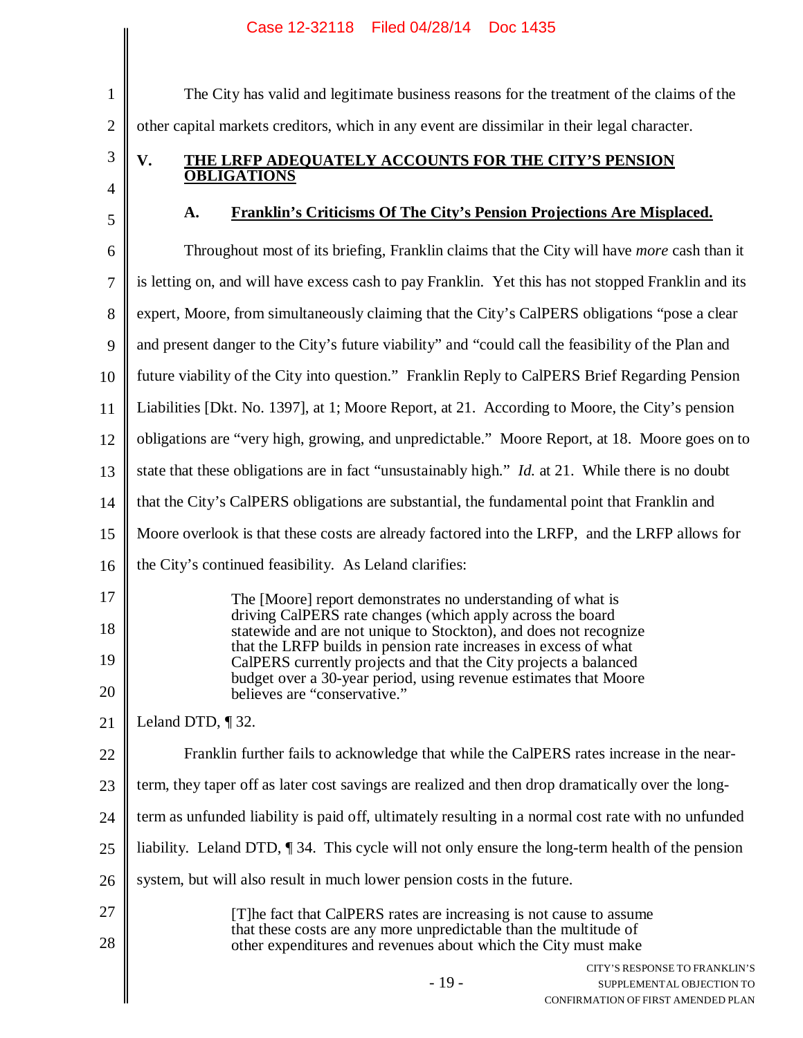The City has valid and legitimate business reasons for the treatment of the claims of the other capital markets creditors, which in any event are dissimilar in their legal character.

## V. THE LRFP ADEQUATELY ACCOUNTS FOR THE CITY'S PENSION OBLIGATIONS

### A. Franklin's Criticisms Of The City's Pension Projections Are Misplaced.

Throughout most of its briefing, Franklin claims that the City will have *more* cash than it is letting on, and will have excess cash to pay Franklin. Yet this has not stopped Franklin and its expert, Moore, from simultaneously claiming that the City's CalPERS obligations "pose a clear and present danger to the City's future viability" and "could call the feasibility of the Plan and future viability of the City into question." Franklin Reply to CalPERS Brief Regarding Pension Liabilities [Dkt. No. 1397], at 1; Moore Report, at 21. According to Moore, the City's pension obligations are "very high, growing, and unpredictable." Moore Report, at 18. Moore goes on to state that these obligations are in fact "unsustainably high." *Id.* at 21. While there is no doubt that the City's CalPERS obligations are substantial, the fundamental point that Franklin and Moore overlook is that these costs are already factored into the LRFP, and the LRFP allows for the City's continued feasibility. As Leland clarifies:

> The [Moore] report demonstrates no understanding of what is driving CalPERS rate changes (which apply across the board statewide and are not unique to Stockton), and does not recognize that the LRFP builds in pension rate increases in excess of what CalPERS currently projects and that the City projects a balanced budget over a 30-year period, using revenue estimates that Moore believes are "conservative."

Leland DTD, ¶ 32.

Franklin further fails to acknowledge that while the CalPERS rates increase in the near-term, they taper off as later cost savings are realized and then drop dramatically over the long-term as unfunded liability is paid off, ultimately resulting in a normal cost rate with no unfunded liability. Leland DTD, ¶ 34. This cycle will not only ensure the long-term health of the pension system, but will also result in much lower pension costs in the future.

> [T]he fact that CalPERS rates are increasing is not cause to assume that these costs are any more unpredictable than the multitude of other expenditures and revenues about which the City must make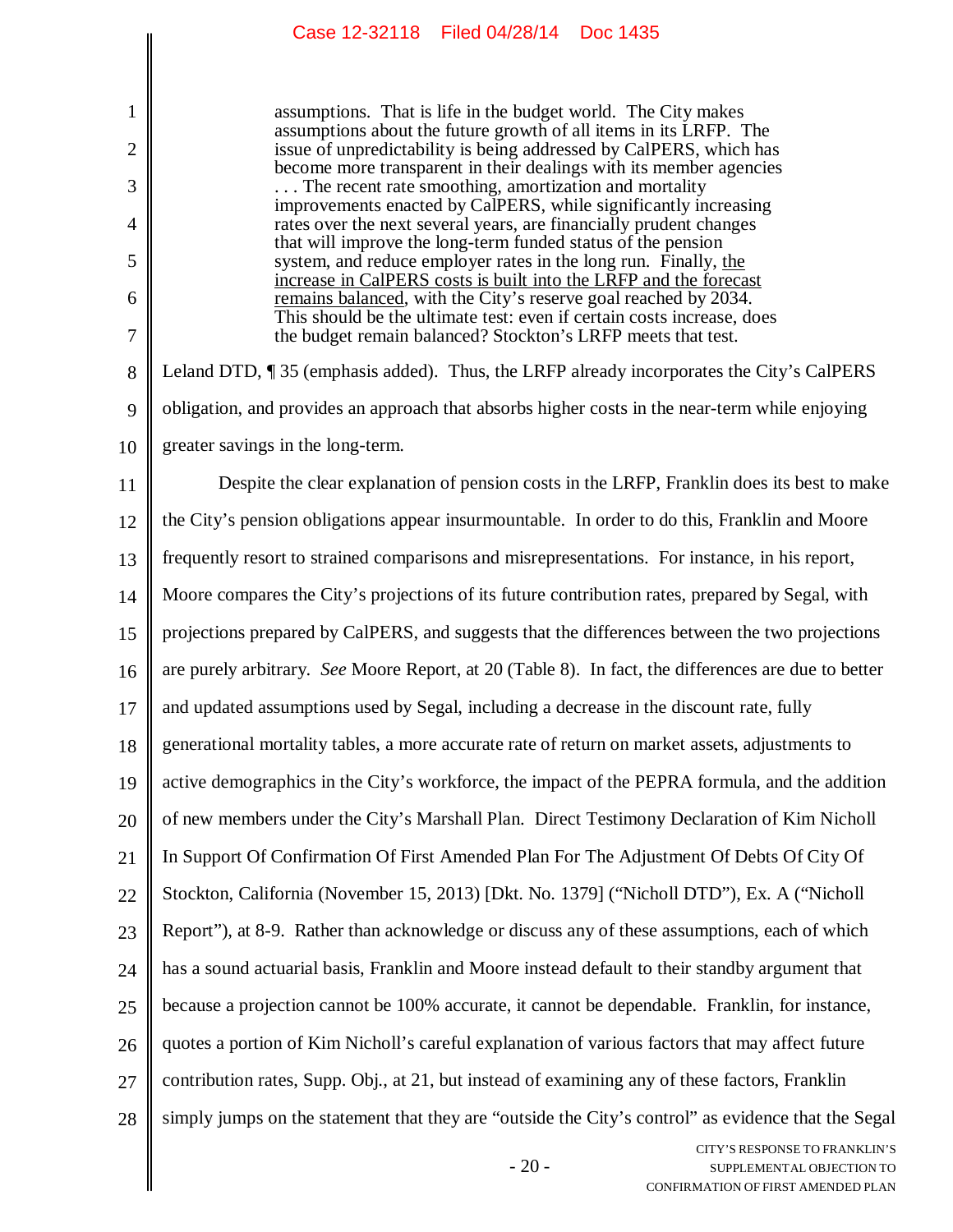> assumptions. That is life in the budget world. The City makes assumptions about the future growth of all items in its LRFP. The issue of unpredictability is being addressed by CalPERS, which has become more transparent in their dealings with its member agencies . . . The recent rate smoothing, amortization and mortality improvements enacted by CalPERS, while significantly increasing rates over the next several years, are financially prudent changes that will improve the long-term funded status of the pension system, and reduce employer rates in the long run. Finally, <u>the increase in CalPERS costs is built into the LRFP and the forecast remains balanced</u>, with the City's reserve goal reached by 2034. This should be the ultimate test: even if certain costs increase, does the budget remain balanced? Stockton's LRFP meets that test.

Leland DTD, ¶ 35 (emphasis added). Thus, the LRFP already incorporates the City's CalPERS obligation, and provides an approach that absorbs higher costs in the near-term while enjoying greater savings in the long-term.

Despite the clear explanation of pension costs in the LRFP, Franklin does its best to make the City's pension obligations appear insurmountable. In order to do this, Franklin and Moore frequently resort to strained comparisons and misrepresentations. For instance, in his report, Moore compares the City's projections of its future contribution rates, prepared by Segal, with projections prepared by CalPERS, and suggests that the differences between the two projections are purely arbitrary. *See* Moore Report, at 20 (Table 8). In fact, the differences are due to better and updated assumptions used by Segal, including a decrease in the discount rate, fully generational mortality tables, a more accurate rate of return on market assets, adjustments to active demographics in the City's workforce, the impact of the PEPRA formula, and the addition of new members under the City's Marshall Plan. Direct Testimony Declaration of Kim Nicholl In Support Of Confirmation Of First Amended Plan For The Adjustment Of Debts Of City Of Stockton, California (November 15, 2013) [Dkt. No. 1379] ("Nicholl DTD"), Ex. A ("Nicholl Report"), at 8-9. Rather than acknowledge or discuss any of these assumptions, each of which has a sound actuarial basis, Franklin and Moore instead default to their standby argument that because a projection cannot be 100% accurate, it cannot be dependable. Franklin, for instance, quotes a portion of Kim Nicholl's careful explanation of various factors that may affect future contribution rates, Supp. Obj., at 21, but instead of examining any of these factors, Franklin simply jumps on the statement that they are "outside the City's control" as evidence that the Segal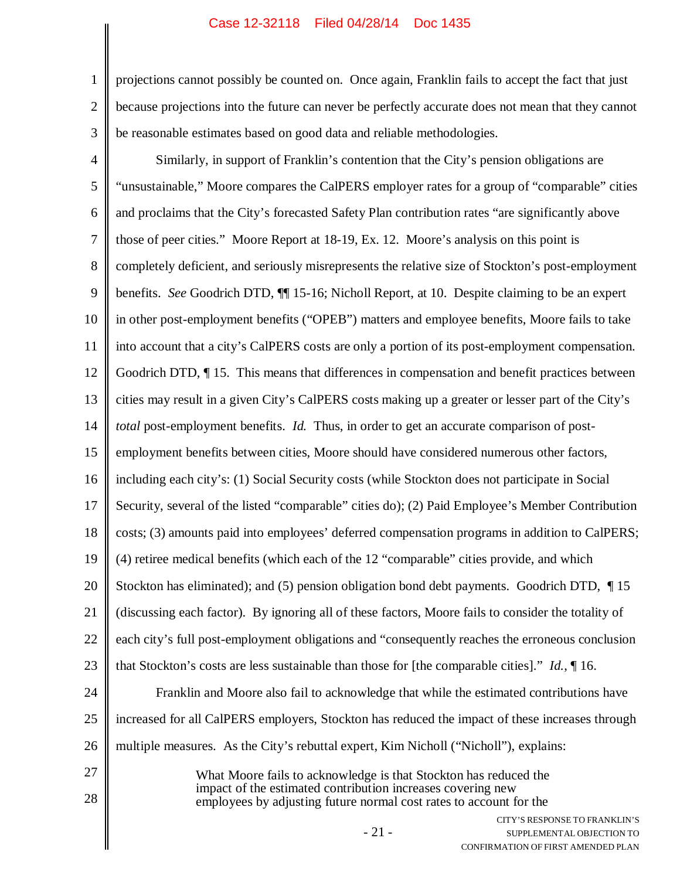projections cannot possibly be counted on. Once again, Franklin fails to accept the fact that just because projections into the future can never be perfectly accurate does not mean that they cannot be reasonable estimates based on good data and reliable methodologies.

Similarly, in support of Franklin's contention that the City's pension obligations are "unsustainable," Moore compares the CalPERS employer rates for a group of "comparable" cities and proclaims that the City's forecasted Safety Plan contribution rates "are significantly above those of peer cities." Moore Report at 18-19, Ex. 12. Moore's analysis on this point is completely deficient, and seriously misrepresents the relative size of Stockton's post-employment benefits. *See* Goodrich DTD, ¶¶ 15-16; Nicholl Report, at 10. Despite claiming to be an expert in other post-employment benefits ("OPEB") matters and employee benefits, Moore fails to take into account that a city's CalPERS costs are only a portion of its post-employment compensation. Goodrich DTD, ¶ 15. This means that differences in compensation and benefit practices between cities may result in a given City's CalPERS costs making up a greater or lesser part of the City's *total* post-employment benefits. *Id.* Thus, in order to get an accurate comparison of post-employment benefits between cities, Moore should have considered numerous other factors, including each city's: (1) Social Security costs (while Stockton does not participate in Social Security, several of the listed "comparable" cities do); (2) Paid Employee's Member Contribution costs; (3) amounts paid into employees' deferred compensation programs in addition to CalPERS; (4) retiree medical benefits (which each of the 12 "comparable" cities provide, and which Stockton has eliminated); and (5) pension obligation bond debt payments. Goodrich DTD, ¶ 15 (discussing each factor). By ignoring all of these factors, Moore fails to consider the totality of each city's full post-employment obligations and "consequently reaches the erroneous conclusion that Stockton's costs are less sustainable than those for [the comparable cities]." *Id.*, ¶ 16.

Franklin and Moore also fail to acknowledge that while the estimated contributions have increased for all CalPERS employers, Stockton has reduced the impact of these increases through multiple measures. As the City's rebuttal expert, Kim Nicholl ("Nicholl"), explains:

> What Moore fails to acknowledge is that Stockton has reduced the impact of the estimated contribution increases covering new employees by adjusting future normal cost rates to account for the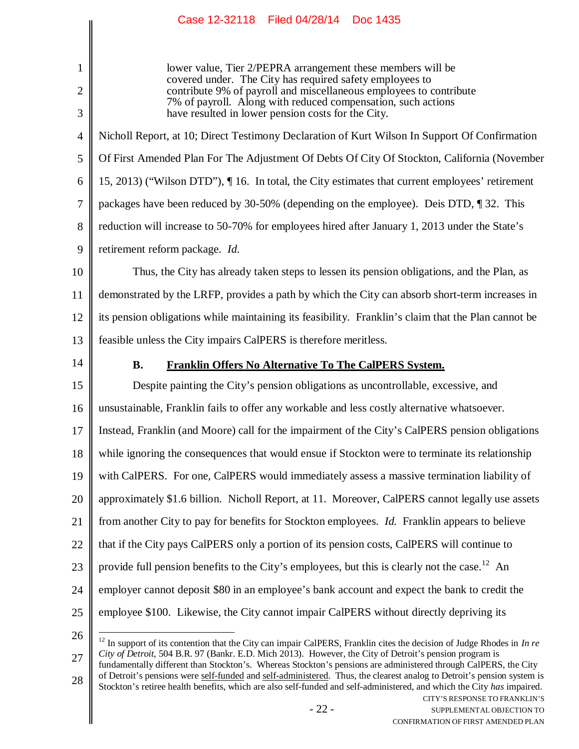> lower value, Tier 2/PEPRA arrangement these members will be covered under. The City has required safety employees to contribute 9% of payroll and miscellaneous employees to contribute 7% of payroll. Along with reduced compensation, such actions have resulted in lower pension costs for the City.

Nicholl Report, at 10; Direct Testimony Declaration of Kurt Wilson In Support Of Confirmation Of First Amended Plan For The Adjustment Of Debts Of City Of Stockton, California (November 15, 2013) ("Wilson DTD"), ¶ 16. In total, the City estimates that current employees' retirement packages have been reduced by 30-50% (depending on the employee). Deis DTD, ¶ 32. This reduction will increase to 50-70% for employees hired after January 1, 2013 under the State's retirement reform package. *Id.*

Thus, the City has already taken steps to lessen its pension obligations, and the Plan, as demonstrated by the LRFP, provides a path by which the City can absorb short-term increases in its pension obligations while maintaining its feasibility. Franklin's claim that the Plan cannot be feasible unless the City impairs CalPERS is therefore meritless.

### B. Franklin Offers No Alternative To The CalPERS System.

Despite painting the City's pension obligations as uncontrollable, excessive, and unsustainable, Franklin fails to offer any workable and less costly alternative whatsoever. Instead, Franklin (and Moore) call for the impairment of the City's CalPERS pension obligations while ignoring the consequences that would ensue if Stockton were to terminate its relationship with CalPERS. For one, CalPERS would immediately assess a massive termination liability of approximately $1.6 billion. Nicholl Report, at 11. Moreover, CalPERS cannot legally use assets from another City to pay for benefits for Stockton employees. *Id.* Franklin appears to believe that if the City pays CalPERS only a portion of its pension costs, CalPERS will continue to provide full pension benefits to the City's employees, but this is clearly not the case.[12] An employer cannot deposit $80 in an employee's bank account and expect the bank to credit the employee $100. Likewise, the City cannot impair CalPERS without directly depriving its

---

[12] In support of its contention that the City can impair CalPERS, Franklin cites the decision of Judge Rhodes in *In re City of Detroit*, 504 B.R. 97 (Bankr. E.D. Mich 2013). However, the City of Detroit's pension program is fundamentally different than Stockton's. Whereas Stockton's pensions are administered through CalPERS, the City of Detroit's pensions were self-funded and self-administered. Thus, the clearest analog to Detroit's pension system is Stockton's retiree health benefits, which are also self-funded and self-administered, and which the City *has* impaired.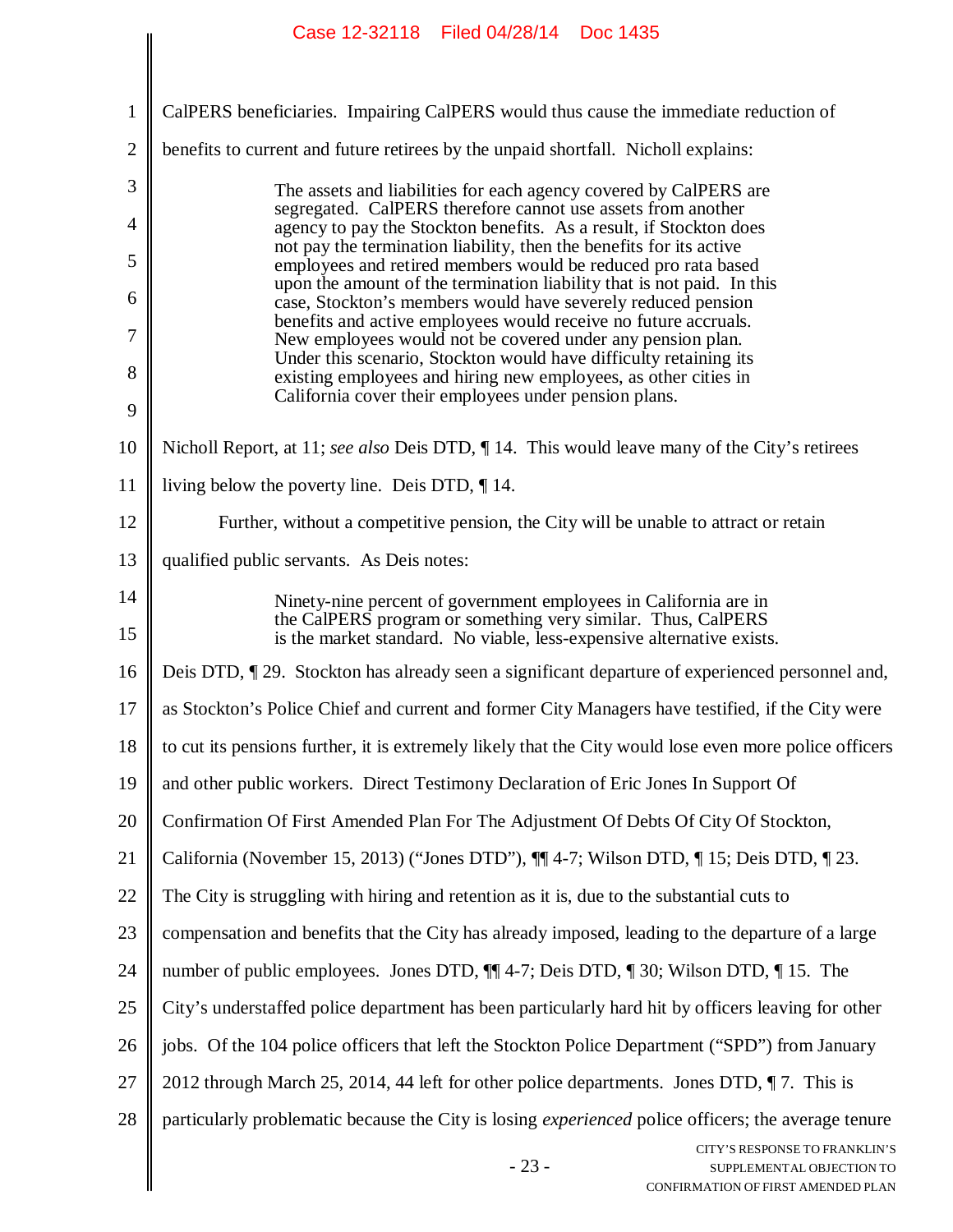CalPERS beneficiaries. Impairing CalPERS would thus cause the immediate reduction of benefits to current and future retirees by the unpaid shortfall. Nicholl explains:

> The assets and liabilities for each agency covered by CalPERS are segregated. CalPERS therefore cannot use assets from another agency to pay the Stockton benefits. As a result, if Stockton does not pay the termination liability, then the benefits for its active employees and retired members would be reduced pro rata based upon the amount of the termination liability that is not paid. In this case, Stockton's members would have severely reduced pension benefits and active employees would receive no future accruals. New employees would not be covered under any pension plan. Under this scenario, Stockton would have difficulty retaining its existing employees and hiring new employees, as other cities in California cover their employees under pension plans.

Nicholl Report, at 11; *see also* Deis DTD, ¶ 14. This would leave many of the City's retirees living below the poverty line. Deis DTD, ¶ 14.

Further, without a competitive pension, the City will be unable to attract or retain qualified public servants. As Deis notes:

> Ninety-nine percent of government employees in California are in the CalPERS program or something very similar. Thus, CalPERS is the market standard. No viable, less-expensive alternative exists.

Deis DTD, ¶ 29. Stockton has already seen a significant departure of experienced personnel and, as Stockton's Police Chief and current and former City Managers have testified, if the City were to cut its pensions further, it is extremely likely that the City would lose even more police officers and other public workers. Direct Testimony Declaration of Eric Jones In Support Of Confirmation Of First Amended Plan For The Adjustment Of Debts Of City Of Stockton, California (November 15, 2013) ("Jones DTD"), ¶¶ 4-7; Wilson DTD, ¶ 15; Deis DTD, ¶ 23. The City is struggling with hiring and retention as it is, due to the substantial cuts to compensation and benefits that the City has already imposed, leading to the departure of a large number of public employees. Jones DTD, ¶¶ 4-7; Deis DTD, ¶ 30; Wilson DTD, ¶ 15. The City's understaffed police department has been particularly hard hit by officers leaving for other jobs. Of the 104 police officers that left the Stockton Police Department ("SPD") from January 2012 through March 25, 2014, 44 left for other police departments. Jones DTD, ¶ 7. This is particularly problematic because the City is losing *experienced* police officers; the average tenure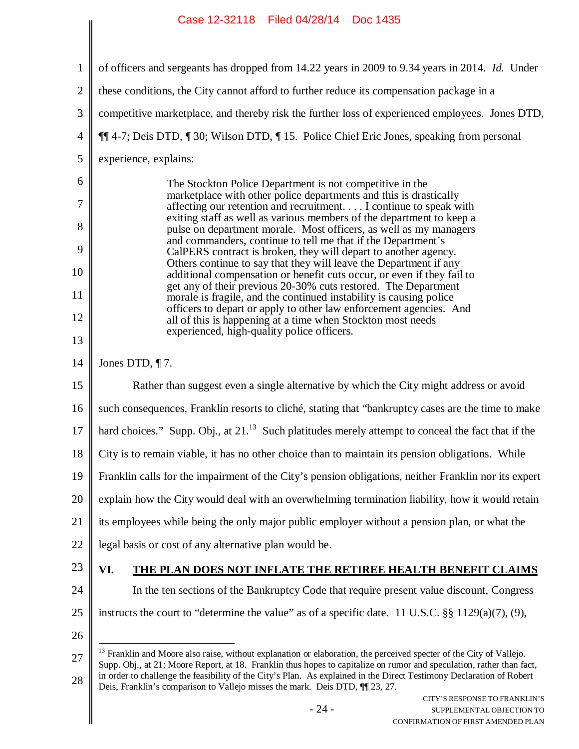of officers and sergeants has dropped from 14.22 years in 2009 to 9.34 years in 2014. *Id.* Under these conditions, the City cannot afford to further reduce its compensation package in a competitive marketplace, and thereby risk the further loss of experienced employees. Jones DTD, ¶¶ 4-7; Deis DTD, ¶ 30; Wilson DTD, ¶ 15. Police Chief Eric Jones, speaking from personal experience, explains:

> The Stockton Police Department is not competitive in the marketplace with other police departments and this is drastically affecting our retention and recruitment. . . . I continue to speak with exiting staff as well as various members of the department to keep a pulse on department morale. Most officers, as well as my managers and commanders, continue to tell me that if the Department's CalPERS contract is broken, they will depart to another agency. Others continue to say that they will leave the Department if any additional compensation or benefit cuts occur, or even if they fail to get any of their previous 20-30% cuts restored. The Department morale is fragile, and the continued instability is causing police officers to depart or apply to other law enforcement agencies. And all of this is happening at a time when Stockton most needs experienced, high-quality police officers.

Jones DTD, ¶ 7.

Rather than suggest even a single alternative by which the City might address or avoid such consequences, Franklin resorts to cliché, stating that "bankruptcy cases are the time to make hard choices." Supp. Obj., at 21.[13] Such platitudes merely attempt to conceal the fact that if the City is to remain viable, it has no other choice than to maintain its pension obligations. While Franklin calls for the impairment of the City's pension obligations, neither Franklin nor its expert explain how the City would deal with an overwhelming termination liability, how it would retain its employees while being the only major public employer without a pension plan, or what the legal basis or cost of any alternative plan would be.

## VI. THE PLAN DOES NOT INFLATE THE RETIREE HEALTH BENEFIT CLAIMS

In the ten sections of the Bankruptcy Code that require present value discount, Congress instructs the court to "determine the value" as of a specific date. 11 U.S.C. §§ 1129(a)(7), (9),

---

[13] Franklin and Moore also raise, without explanation or elaboration, the perceived specter of the City of Vallejo. Supp. Obj., at 21; Moore Report, at 18. Franklin thus hopes to capitalize on rumor and speculation, rather than fact, in order to challenge the feasibility of the City's Plan. As explained in the Direct Testimony Declaration of Robert Deis, Franklin's comparison to Vallejo misses the mark. Deis DTD, ¶¶ 23, 27.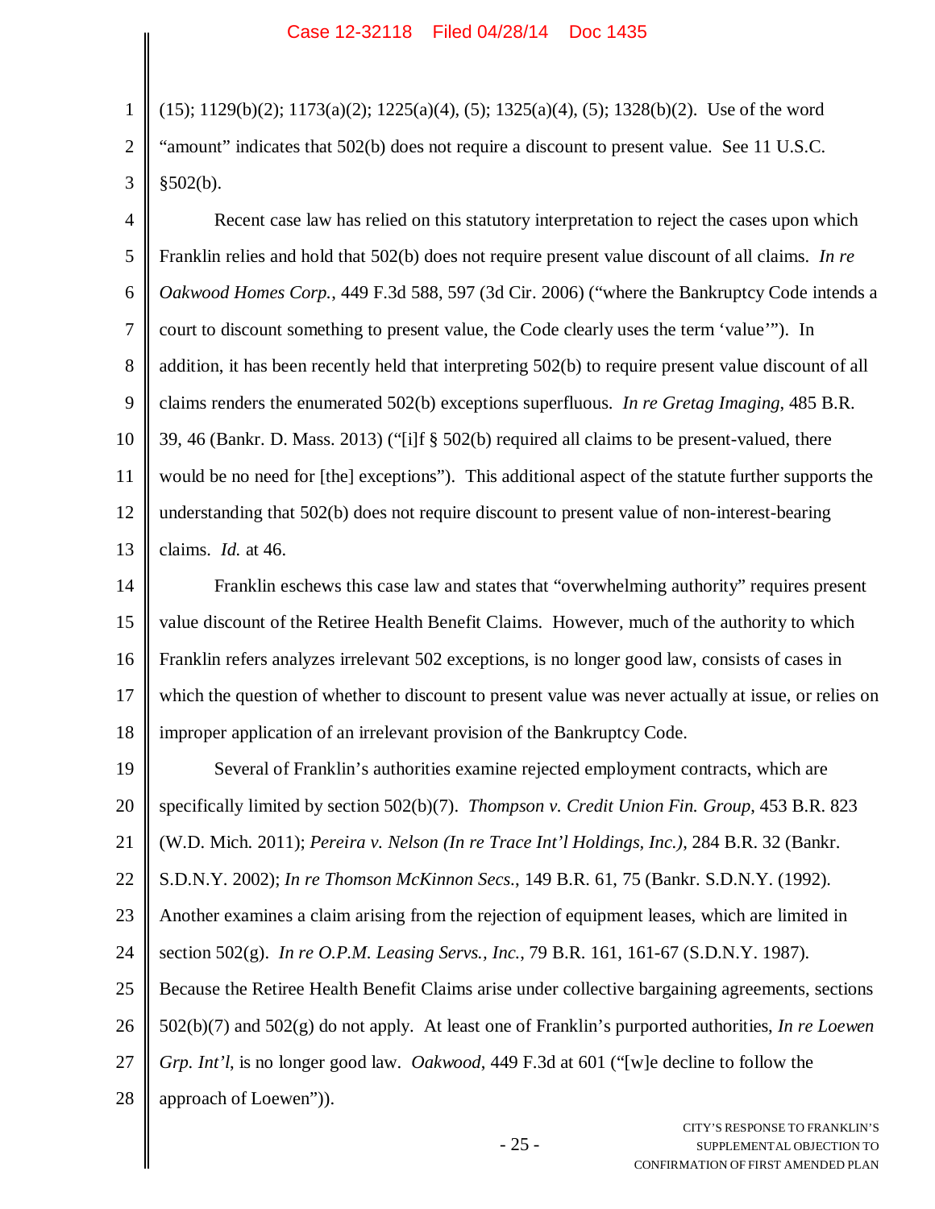(15); 1129(b)(2); 1173(a)(2); 1225(a)(4), (5); 1325(a)(4), (5); 1328(b)(2). Use of the word "amount" indicates that 502(b) does not require a discount to present value. See 11 U.S.C. §502(b).

Recent case law has relied on this statutory interpretation to reject the cases upon which Franklin relies and hold that 502(b) does not require present value discount of all claims. *In re Oakwood Homes Corp.*, 449 F.3d 588, 597 (3d Cir. 2006) ("where the Bankruptcy Code intends a court to discount something to present value, the Code clearly uses the term 'value'"). In addition, it has been recently held that interpreting 502(b) to require present value discount of all claims renders the enumerated 502(b) exceptions superfluous. *In re Gretag Imaging*, 485 B.R. 39, 46 (Bankr. D. Mass. 2013) ("[i]f § 502(b) required all claims to be present-valued, there would be no need for [the] exceptions"). This additional aspect of the statute further supports the understanding that 502(b) does not require discount to present value of non-interest-bearing claims. *Id.* at 46.

Franklin eschews this case law and states that "overwhelming authority" requires present value discount of the Retiree Health Benefit Claims. However, much of the authority to which Franklin refers analyzes irrelevant 502 exceptions, is no longer good law, consists of cases in which the question of whether to discount to present value was never actually at issue, or relies on improper application of an irrelevant provision of the Bankruptcy Code.

Several of Franklin's authorities examine rejected employment contracts, which are specifically limited by section 502(b)(7). *Thompson v. Credit Union Fin. Group*, 453 B.R. 823 (W.D. Mich. 2011); *Pereira v. Nelson (In re Trace Int'l Holdings, Inc.)*, 284 B.R. 32 (Bankr. S.D.N.Y. 2002); *In re Thomson McKinnon Secs.*, 149 B.R. 61, 75 (Bankr. S.D.N.Y. (1992). Another examines a claim arising from the rejection of equipment leases, which are limited in section 502(g). *In re O.P.M. Leasing Servs., Inc.*, 79 B.R. 161, 161-67 (S.D.N.Y. 1987). Because the Retiree Health Benefit Claims arise under collective bargaining agreements, sections 502(b)(7) and 502(g) do not apply. At least one of Franklin's purported authorities, *In re Loewen Grp. Int'l*, is no longer good law. *Oakwood*, 449 F.3d at 601 ("[w]e decline to follow the approach of Loewen")).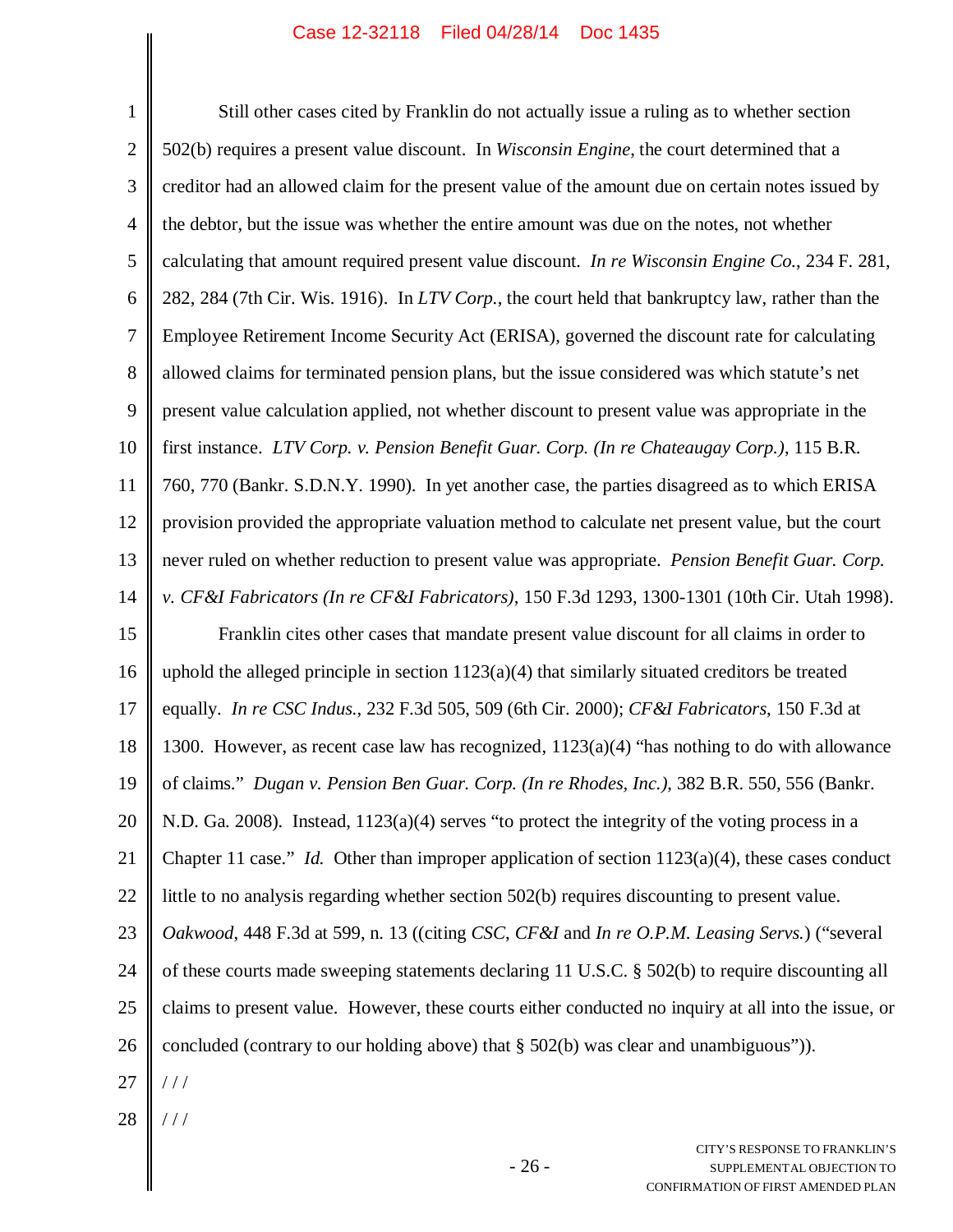Still other cases cited by Franklin do not actually issue a ruling as to whether section 502(b) requires a present value discount. In *Wisconsin Engine*, the court determined that a creditor had an allowed claim for the present value of the amount due on certain notes issued by the debtor, but the issue was whether the entire amount was due on the notes, not whether calculating that amount required present value discount. *In re Wisconsin Engine Co.*, 234 F. 281, 282, 284 (7th Cir. Wis. 1916). In *LTV Corp.*, the court held that bankruptcy law, rather than the Employee Retirement Income Security Act (ERISA), governed the discount rate for calculating allowed claims for terminated pension plans, but the issue considered was which statute's net present value calculation applied, not whether discount to present value was appropriate in the first instance. *LTV Corp. v. Pension Benefit Guar. Corp. (In re Chateaugay Corp.)*, 115 B.R. 760, 770 (Bankr. S.D.N.Y. 1990). In yet another case, the parties disagreed as to which ERISA provision provided the appropriate valuation method to calculate net present value, but the court never ruled on whether reduction to present value was appropriate. *Pension Benefit Guar. Corp. v. CF&I Fabricators (In re CF&I Fabricators)*, 150 F.3d 1293, 1300-1301 (10th Cir. Utah 1998).

Franklin cites other cases that mandate present value discount for all claims in order to uphold the alleged principle in section 1123(a)(4) that similarly situated creditors be treated equally. *In re CSC Indus.*, 232 F.3d 505, 509 (6th Cir. 2000); *CF&I Fabricators*, 150 F.3d at 1300. However, as recent case law has recognized, 1123(a)(4) "has nothing to do with allowance of claims." *Dugan v. Pension Ben Guar. Corp. (In re Rhodes, Inc.)*, 382 B.R. 550, 556 (Bankr. N.D. Ga. 2008). Instead, 1123(a)(4) serves "to protect the integrity of the voting process in a Chapter 11 case." *Id.* Other than improper application of section 1123(a)(4), these cases conduct little to no analysis regarding whether section 502(b) requires discounting to present value. *Oakwood*, 448 F.3d at 599, n. 13 ((citing *CSC*, *CF&I* and *In re O.P.M. Leasing Servs.*) ("several of these courts made sweeping statements declaring 11 U.S.C. § 502(b) to require discounting all claims to present value. However, these courts either conducted no inquiry at all into the issue, or concluded (contrary to our holding above) that § 502(b) was clear and unambiguous")).

/ / /

/ / /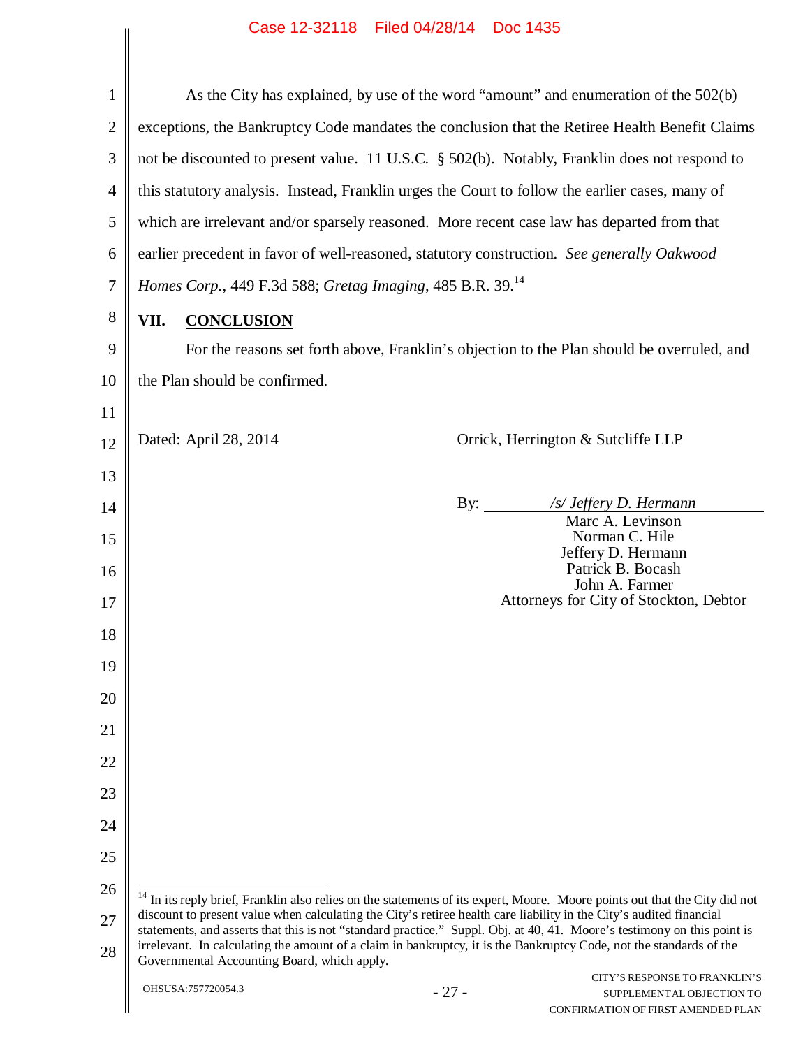As the City has explained, by use of the word "amount" and enumeration of the 502(b) exceptions, the Bankruptcy Code mandates the conclusion that the Retiree Health Benefit Claims not be discounted to present value. 11 U.S.C. § 502(b). Notably, Franklin does not respond to this statutory analysis. Instead, Franklin urges the Court to follow the earlier cases, many of which are irrelevant and/or sparsely reasoned. More recent case law has departed from that earlier precedent in favor of well-reasoned, statutory construction. *See generally Oakwood Homes Corp.*, 449 F.3d 588; *Gretag Imaging*, 485 B.R. 39.[14]

## VII. CONCLUSION

For the reasons set forth above, Franklin's objection to the Plan should be overruled, and the Plan should be confirmed.

Dated: April 28, 2014

Orrick, Herrington & Sutcliffe LLP

By: */s/ Jeffery D. Hermann*
Marc A. Levinson
Norman C. Hile
Jeffery D. Hermann
Patrick B. Bocash
John A. Farmer
Attorneys for City of Stockton, Debtor

---

[14] In its reply brief, Franklin also relies on the statements of its expert, Moore. Moore points out that the City did not discount to present value when calculating the City's retiree health care liability in the City's audited financial statements, and asserts that this is not "standard practice." Suppl. Obj. at 40, 41. Moore's testimony on this point is irrelevant. In calculating the amount of a claim in bankruptcy, it is the Bankruptcy Code, not the standards of the Governmental Accounting Board, which apply.